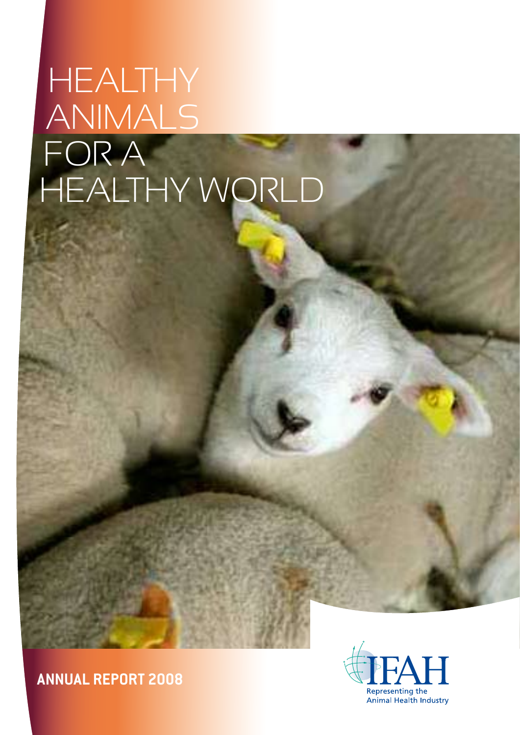# HEALTHY ANIMALS FOR A HEALTHY WORLD

**ANNUAL REPORT 2008**

IFAH

Representing the Animal Health Industry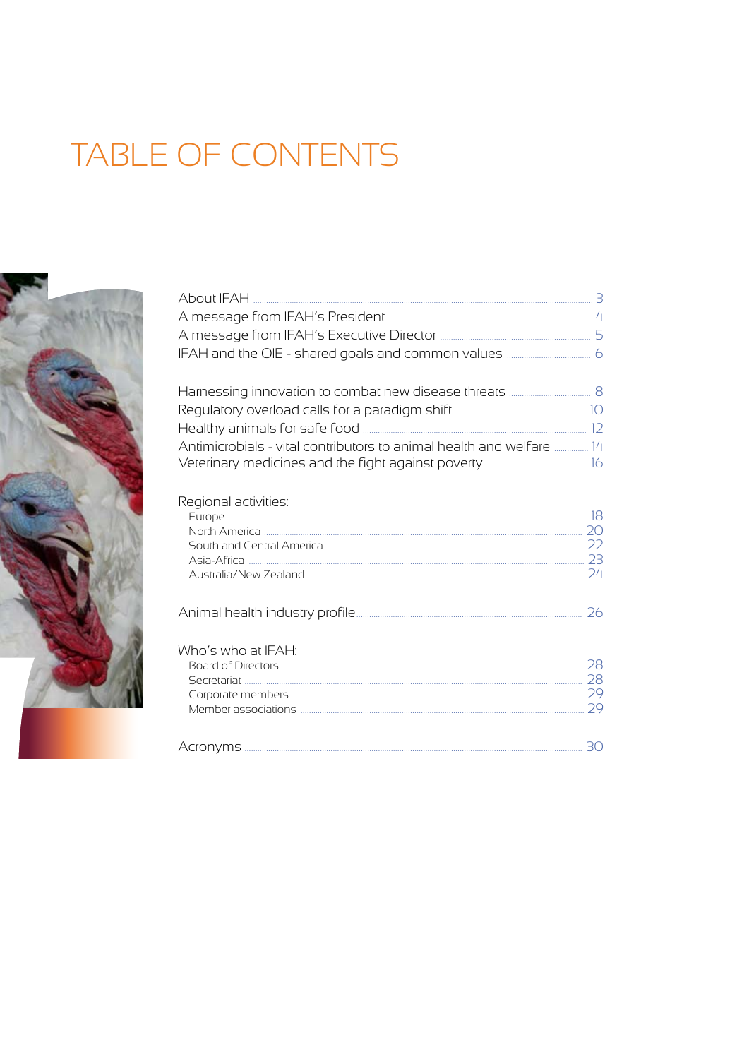# TABLE OF CONTENTS

About IFAH ........................................ 3
A message from IFAH's President ........................................ 4
A message from IFAH's Executive Director ........................................ 5
IFAH and the OIE - shared goals and common values ........................................ 6

Harnessing innovation to combat new disease threats ........................................ 8
Regulatory overload calls for a paradigm shift ........................................ 10
Healthy animals for safe food ........................................ 12
Antimicrobials - vital contributors to animal health and welfare ........................................ 14
Veterinary medicines and the fight against poverty ........................................ 16

Regional activities:

- Europe ........................................ 18
- North America ........................................ 20
- South and Central America ........................................ 22
- Asia-Africa ........................................ 23
- Australia/New Zealand ........................................ 24

Animal health industry profile ........................................ 26

Who's who at IFAH:

- Board of Directors ........................................ 28
- Secretariat ........................................ 28
- Corporate members ........................................ 29
- Member associations ........................................ 29

Acronyms ........................................ 30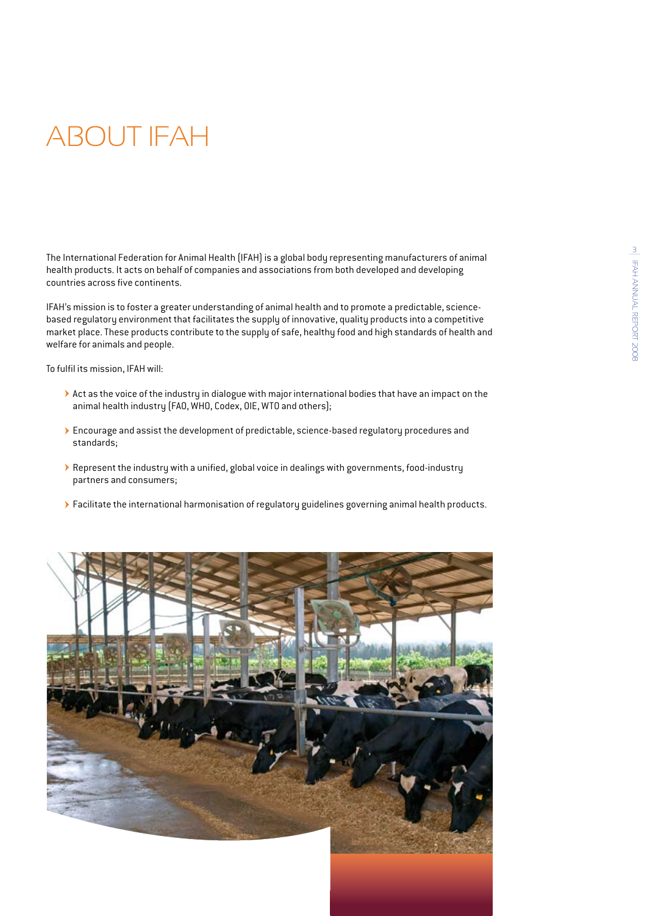# ABOUT IFAH

The International Federation for Animal Health (IFAH) is a global body representing manufacturers of animal health products. It acts on behalf of companies and associations from both developed and developing countries across five continents.

IFAH's mission is to foster a greater understanding of animal health and to promote a predictable, science-based regulatory environment that facilitates the supply of innovative, quality products into a competitive market place. These products contribute to the supply of safe, healthy food and high standards of health and welfare for animals and people.

To fulfil its mission, IFAH will:

- Act as the voice of the industry in dialogue with major international bodies that have an impact on the animal health industry (FAO, WHO, Codex, OIE, WTO and others);
- Encourage and assist the development of predictable, science-based regulatory procedures and standards;
- Represent the industry with a unified, global voice in dealings with governments, food-industry partners and consumers;
- Facilitate the international harmonisation of regulatory guidelines governing animal health products.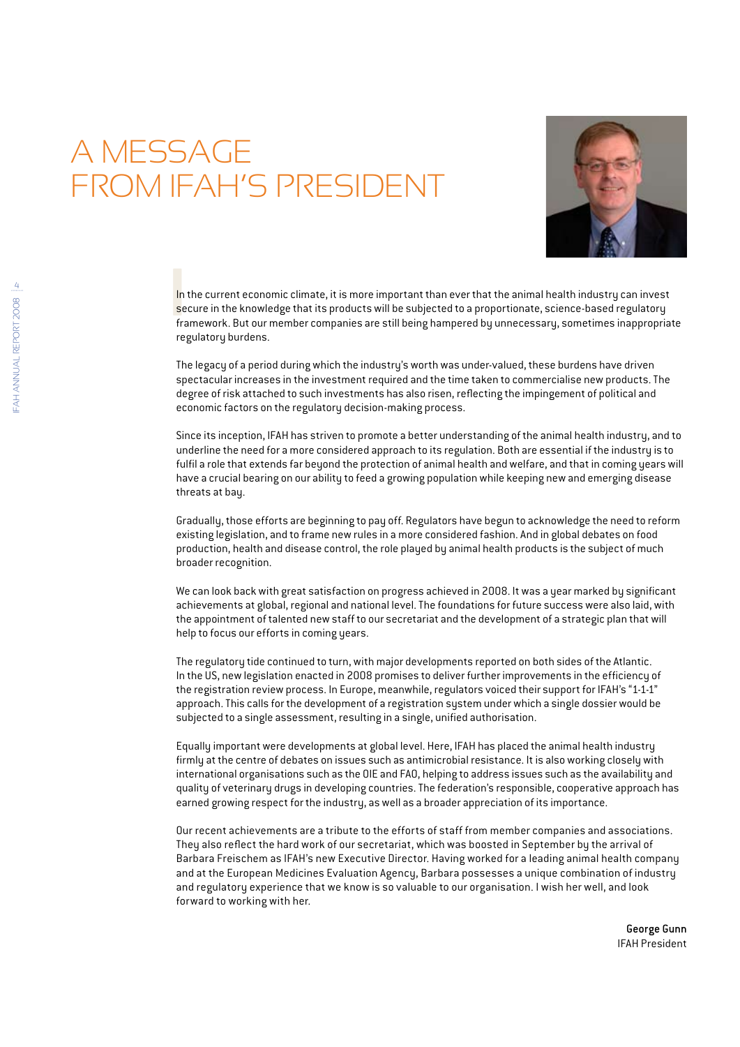# A MESSAGE FROM IFAH'S PRESIDENT

In the current economic climate, it is more important than ever that the animal health industry can invest secure in the knowledge that its products will be subjected to a proportionate, science-based regulatory framework. But our member companies are still being hampered by unnecessary, sometimes inappropriate regulatory burdens.

The legacy of a period during which the industry's worth was under-valued, these burdens have driven spectacular increases in the investment required and the time taken to commercialise new products. The degree of risk attached to such investments has also risen, reflecting the impingement of political and economic factors on the regulatory decision-making process.

Since its inception, IFAH has striven to promote a better understanding of the animal health industry, and to underline the need for a more considered approach to its regulation. Both are essential if the industry is to fulfil a role that extends far beyond the protection of animal health and welfare, and that in coming years will have a crucial bearing on our ability to feed a growing population while keeping new and emerging disease threats at bay.

Gradually, those efforts are beginning to pay off. Regulators have begun to acknowledge the need to reform existing legislation, and to frame new rules in a more considered fashion. And in global debates on food production, health and disease control, the role played by animal health products is the subject of much broader recognition.

We can look back with great satisfaction on progress achieved in 2008. It was a year marked by significant achievements at global, regional and national level. The foundations for future success were also laid, with the appointment of talented new staff to our secretariat and the development of a strategic plan that will help to focus our efforts in coming years.

The regulatory tide continued to turn, with major developments reported on both sides of the Atlantic. In the US, new legislation enacted in 2008 promises to deliver further improvements in the efficiency of the registration review process. In Europe, meanwhile, regulators voiced their support for IFAH's "1-1-1" approach. This calls for the development of a registration system under which a single dossier would be subjected to a single assessment, resulting in a single, unified authorisation.

Equally important were developments at global level. Here, IFAH has placed the animal health industry firmly at the centre of debates on issues such as antimicrobial resistance. It is also working closely with international organisations such as the OIE and FAO, helping to address issues such as the availability and quality of veterinary drugs in developing countries. The federation's responsible, cooperative approach has earned growing respect for the industry, as well as a broader appreciation of its importance.

Our recent achievements are a tribute to the efforts of staff from member companies and associations. They also reflect the hard work of our secretariat, which was boosted in September by the arrival of Barbara Freischem as IFAH's new Executive Director. Having worked for a leading animal health company and at the European Medicines Evaluation Agency, Barbara possesses a unique combination of industry and regulatory experience that we know is so valuable to our organisation. I wish her well, and look forward to working with her.

**George Gunn**
IFAH President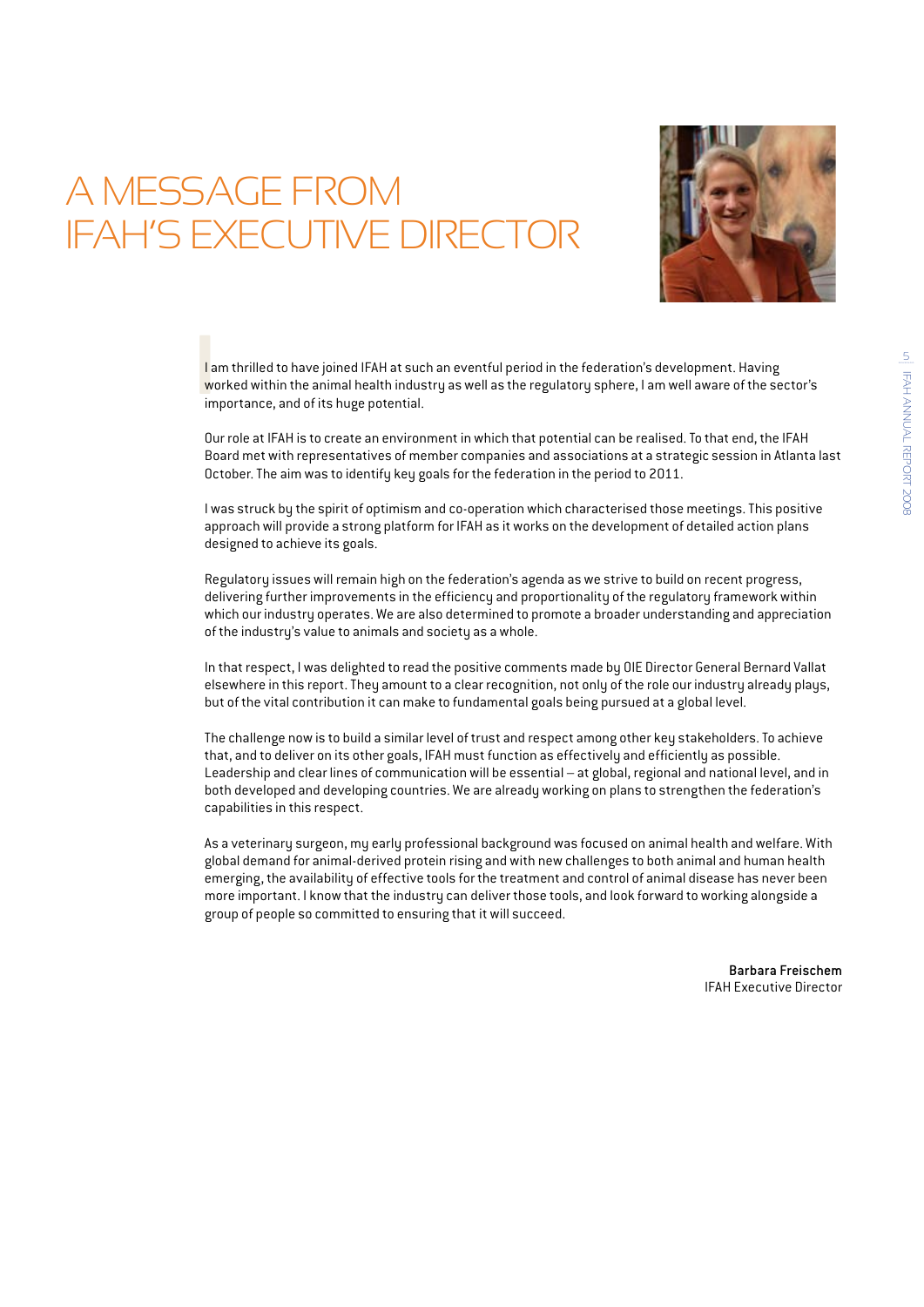# A MESSAGE FROM IFAH'S EXECUTIVE DIRECTOR

I am thrilled to have joined IFAH at such an eventful period in the federation's development. Having worked within the animal health industry as well as the regulatory sphere, I am well aware of the sector's importance, and of its huge potential.

Our role at IFAH is to create an environment in which that potential can be realised. To that end, the IFAH Board met with representatives of member companies and associations at a strategic session in Atlanta last October. The aim was to identify key goals for the federation in the period to 2011.

I was struck by the spirit of optimism and co-operation which characterised those meetings. This positive approach will provide a strong platform for IFAH as it works on the development of detailed action plans designed to achieve its goals.

Regulatory issues will remain high on the federation's agenda as we strive to build on recent progress, delivering further improvements in the efficiency and proportionality of the regulatory framework within which our industry operates. We are also determined to promote a broader understanding and appreciation of the industry's value to animals and society as a whole.

In that respect, I was delighted to read the positive comments made by OIE Director General Bernard Vallat elsewhere in this report. They amount to a clear recognition, not only of the role our industry already plays, but of the vital contribution it can make to fundamental goals being pursued at a global level.

The challenge now is to build a similar level of trust and respect among other key stakeholders. To achieve that, and to deliver on its other goals, IFAH must function as effectively and efficiently as possible. Leadership and clear lines of communication will be essential – at global, regional and national level, and in both developed and developing countries. We are already working on plans to strengthen the federation's capabilities in this respect.

As a veterinary surgeon, my early professional background was focused on animal health and welfare. With global demand for animal-derived protein rising and with new challenges to both animal and human health emerging, the availability of effective tools for the treatment and control of animal disease has never been more important. I know that the industry can deliver those tools, and look forward to working alongside a group of people so committed to ensuring that it will succeed.

**Barbara Freischem**
IFAH Executive Director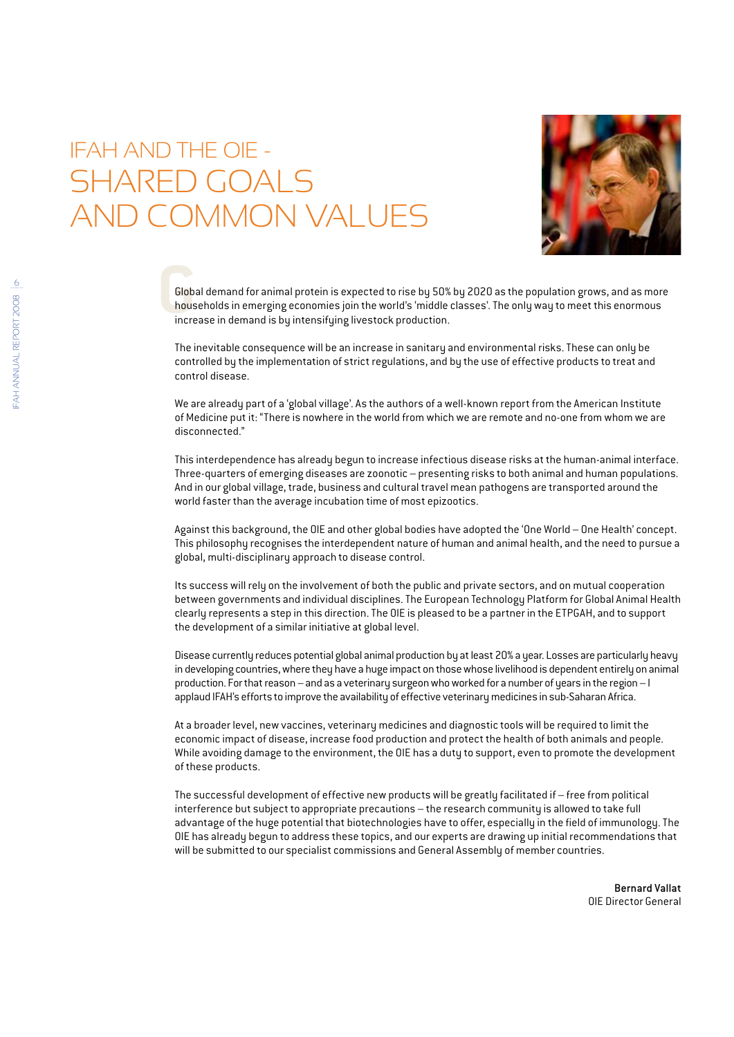# IFAH AND THE OIE - SHARED GOALS AND COMMON VALUES

Global demand for animal protein is expected to rise by 50% by 2020 as the population grows, and as more households in emerging economies join the world's 'middle classes'. The only way to meet this enormous increase in demand is by intensifying livestock production.

The inevitable consequence will be an increase in sanitary and environmental risks. These can only be controlled by the implementation of strict regulations, and by the use of effective products to treat and control disease.

We are already part of a 'global village'. As the authors of a well-known report from the American Institute of Medicine put it: "There is nowhere in the world from which we are remote and no-one from whom we are disconnected."

This interdependence has already begun to increase infectious disease risks at the human-animal interface. Three-quarters of emerging diseases are zoonotic – presenting risks to both animal and human populations. And in our global village, trade, business and cultural travel mean pathogens are transported around the world faster than the average incubation time of most epizootics.

Against this background, the OIE and other global bodies have adopted the 'One World – One Health' concept. This philosophy recognises the interdependent nature of human and animal health, and the need to pursue a global, multi-disciplinary approach to disease control.

Its success will rely on the involvement of both the public and private sectors, and on mutual cooperation between governments and individual disciplines. The European Technology Platform for Global Animal Health clearly represents a step in this direction. The OIE is pleased to be a partner in the ETPGAH, and to support the development of a similar initiative at global level.

Disease currently reduces potential global animal production by at least 20% a year. Losses are particularly heavy in developing countries, where they have a huge impact on those whose livelihood is dependent entirely on animal production. For that reason – and as a veterinary surgeon who worked for a number of years in the region – I applaud IFAH's efforts to improve the availability of effective veterinary medicines in sub-Saharan Africa.

At a broader level, new vaccines, veterinary medicines and diagnostic tools will be required to limit the economic impact of disease, increase food production and protect the health of both animals and people. While avoiding damage to the environment, the OIE has a duty to support, even to promote the development of these products.

The successful development of effective new products will be greatly facilitated if – free from political interference but subject to appropriate precautions – the research community is allowed to take full advantage of the huge potential that biotechnologies have to offer, especially in the field of immunology. The OIE has already begun to address these topics, and our experts are drawing up initial recommendations that will be submitted to our specialist commissions and General Assembly of member countries.

**Bernard Vallat**
OIE Director General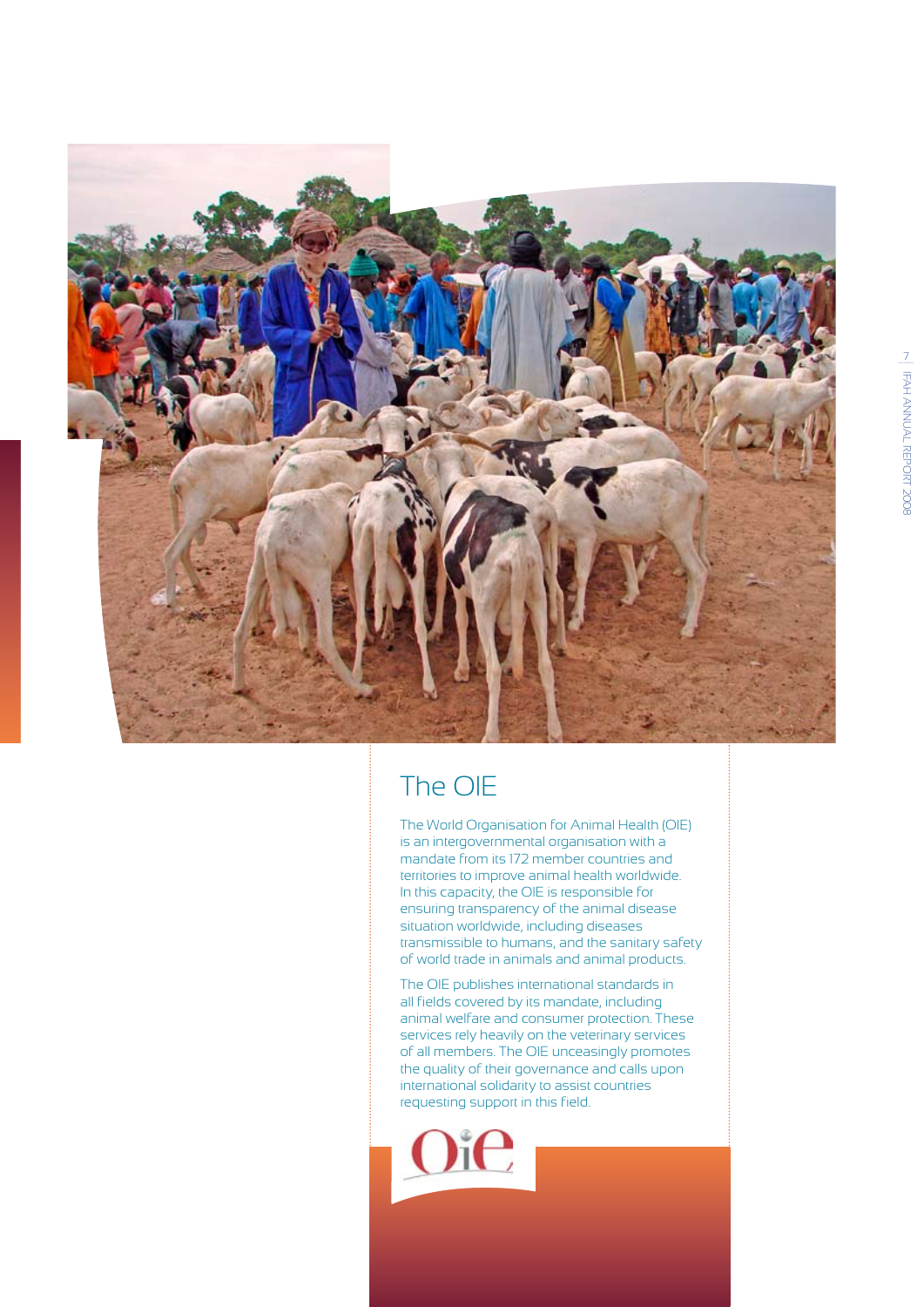# The OIE

The World Organisation for Animal Health (OIE) is an intergovernmental organisation with a mandate from its 172 member countries and territories to improve animal health worldwide. In this capacity, the OIE is responsible for ensuring transparency of the animal disease situation worldwide, including diseases transmissible to humans, and the sanitary safety of world trade in animals and animal products.

The OIE publishes international standards in all fields covered by its mandate, including animal welfare and consumer protection. These services rely heavily on the veterinary services of all members. The OIE unceasingly promotes the quality of their governance and calls upon international solidarity to assist countries requesting support in this field.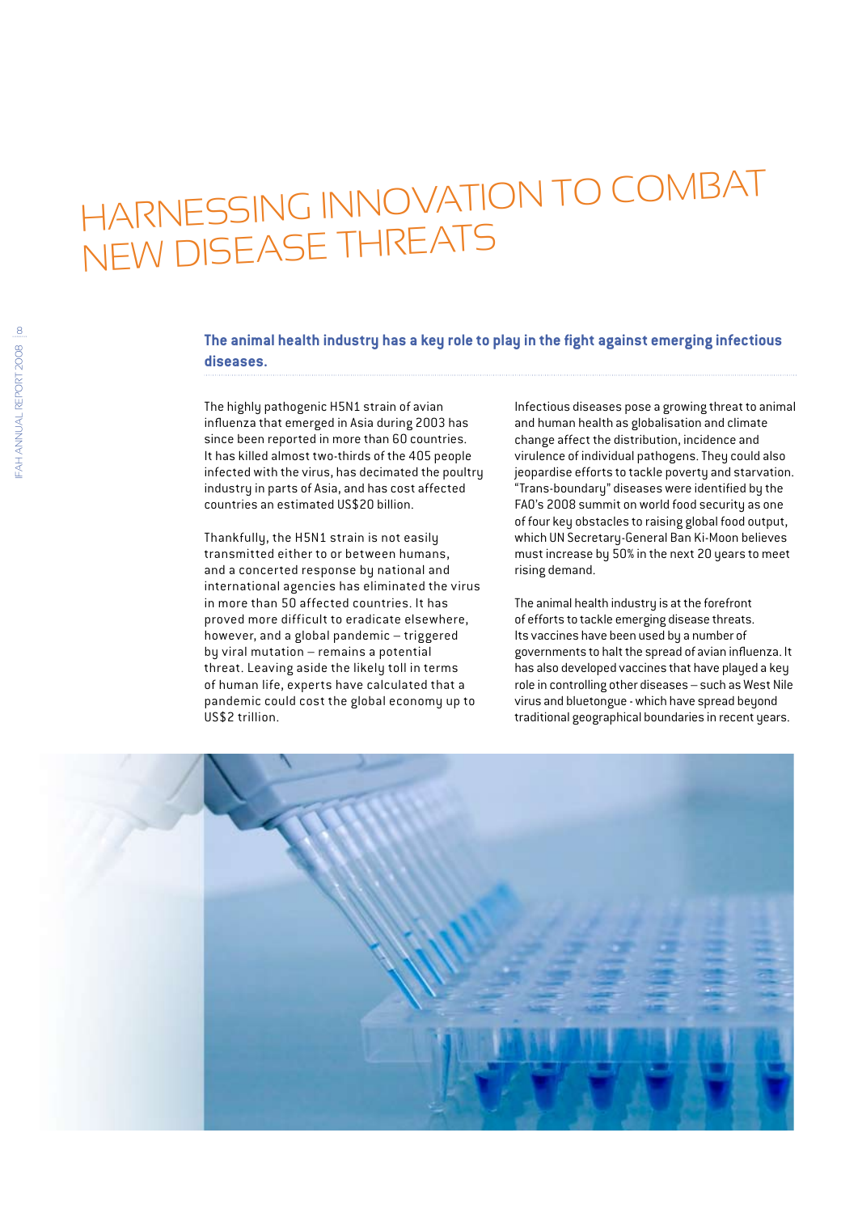# HARNESSING INNOVATION TO COMBAT NEW DISEASE THREATS

**The animal health industry has a key role to play in the fight against emerging infectious diseases.**

The highly pathogenic H5N1 strain of avian influenza that emerged in Asia during 2003 has since been reported in more than 60 countries. It has killed almost two-thirds of the 405 people infected with the virus, has decimated the poultry industry in parts of Asia, and has cost affected countries an estimated US$20 billion.

Thankfully, the H5N1 strain is not easily transmitted either to or between humans, and a concerted response by national and international agencies has eliminated the virus in more than 50 affected countries. It has proved more difficult to eradicate elsewhere, however, and a global pandemic – triggered by viral mutation – remains a potential threat. Leaving aside the likely toll in terms of human life, experts have calculated that a pandemic could cost the global economy up to US$2 trillion.

Infectious diseases pose a growing threat to animal and human health as globalisation and climate change affect the distribution, incidence and virulence of individual pathogens. They could also jeopardise efforts to tackle poverty and starvation. "Trans-boundary" diseases were identified by the FAO's 2008 summit on world food security as one of four key obstacles to raising global food output, which UN Secretary-General Ban Ki-Moon believes must increase by 50% in the next 20 years to meet rising demand.

The animal health industry is at the forefront of efforts to tackle emerging disease threats. Its vaccines have been used by a number of governments to halt the spread of avian influenza. It has also developed vaccines that have played a key role in controlling other diseases – such as West Nile virus and bluetongue - which have spread beyond traditional geographical boundaries in recent years.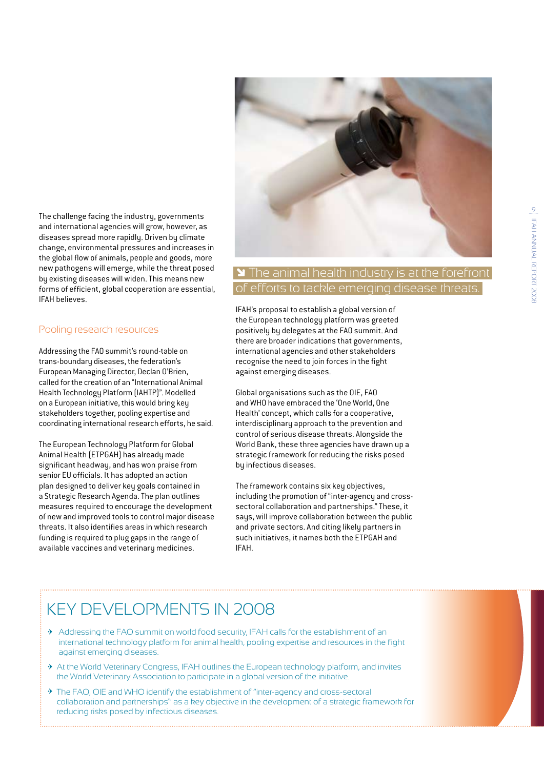The challenge facing the industry, governments and international agencies will grow, however, as diseases spread more rapidly. Driven by climate change, environmental pressures and increases in the global flow of animals, people and goods, more new pathogens will emerge, while the threat posed by existing diseases will widen. This means new forms of efficient, global cooperation are essential, IFAH believes.

## Pooling research resources

Addressing the FAO summit's round-table on trans-boundary diseases, the federation's European Managing Director, Declan O'Brien, called for the creation of an "International Animal Health Technology Platform (IAHTP)". Modelled on a European initiative, this would bring key stakeholders together, pooling expertise and coordinating international research efforts, he said.

The European Technology Platform for Global Animal Health (ETPGAH) has already made significant headway, and has won praise from senior EU officials. It has adopted an action plan designed to deliver key goals contained in a Strategic Research Agenda. The plan outlines measures required to encourage the development of new and improved tools to control major disease threats. It also identifies areas in which research funding is required to plug gaps in the range of available vaccines and veterinary medicines.

**The animal health industry is at the forefront of efforts to tackle emerging disease threats.**

IFAH's proposal to establish a global version of the European technology platform was greeted positively by delegates at the FAO summit. And there are broader indications that governments, international agencies and other stakeholders recognise the need to join forces in the fight against emerging diseases.

Global organisations such as the OIE, FAO and WHO have embraced the 'One World, One Health' concept, which calls for a cooperative, interdisciplinary approach to the prevention and control of serious disease threats. Alongside the World Bank, these three agencies have drawn up a strategic framework for reducing the risks posed by infectious diseases.

The framework contains six key objectives, including the promotion of "inter-agency and cross-sectoral collaboration and partnerships." These, it says, will improve collaboration between the public and private sectors. And citing likely partners in such initiatives, it names both the ETPGAH and IFAH.

## KEY DEVELOPMENTS IN 2008

- Addressing the FAO summit on world food security, IFAH calls for the establishment of an international technology platform for animal health, pooling expertise and resources in the fight against emerging diseases.
- At the World Veterinary Congress, IFAH outlines the European technology platform, and invites the World Veterinary Association to participate in a global version of the initiative.
- The FAO, OIE and WHO identify the establishment of "inter-agency and cross-sectoral collaboration and partnerships" as a key objective in the development of a strategic framework for reducing risks posed by infectious diseases.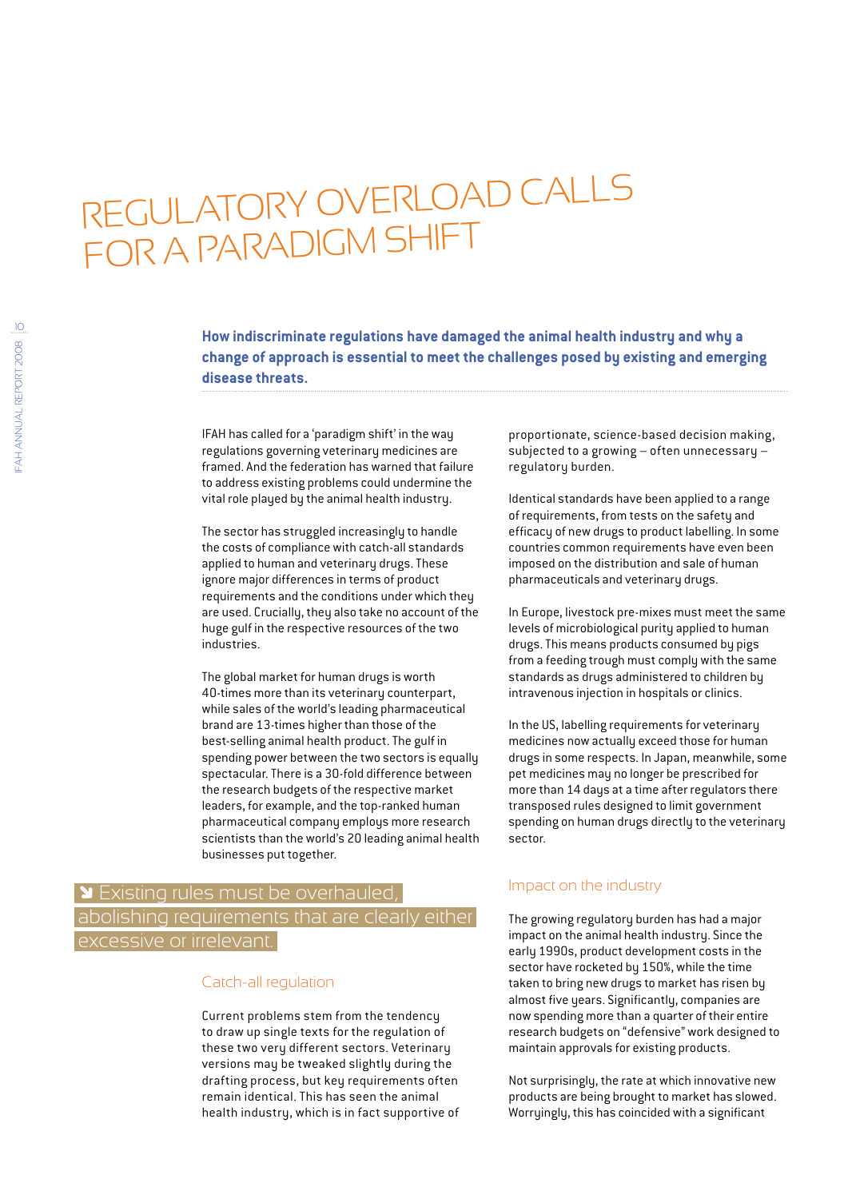# REGULATORY OVERLOAD CALLS FOR A PARADIGM SHIFT

**How indiscriminate regulations have damaged the animal health industry and why a change of approach is essential to meet the challenges posed by existing and emerging disease threats.**

IFAH has called for a 'paradigm shift' in the way regulations governing veterinary medicines are framed. And the federation has warned that failure to address existing problems could undermine the vital role played by the animal health industry.

The sector has struggled increasingly to handle the costs of compliance with catch-all standards applied to human and veterinary drugs. These ignore major differences in terms of product requirements and the conditions under which they are used. Crucially, they also take no account of the huge gulf in the respective resources of the two industries.

The global market for human drugs is worth 40-times more than its veterinary counterpart, while sales of the world's leading pharmaceutical brand are 13-times higher than those of the best-selling animal health product. The gulf in spending power between the two sectors is equally spectacular. There is a 30-fold difference between the research budgets of the respective market leaders, for example, and the top-ranked human pharmaceutical company employs more research scientists than the world's 20 leading animal health businesses put together.

> Existing rules must be overhauled, abolishing requirements that are clearly either excessive or irrelevant.

## Catch-all regulation

Current problems stem from the tendency to draw up single texts for the regulation of these two very different sectors. Veterinary versions may be tweaked slightly during the drafting process, but key requirements often remain identical. This has seen the animal health industry, which is in fact supportive of proportionate, science-based decision making, subjected to a growing – often unnecessary – regulatory burden.

Identical standards have been applied to a range of requirements, from tests on the safety and efficacy of new drugs to product labelling. In some countries common requirements have even been imposed on the distribution and sale of human pharmaceuticals and veterinary drugs.

In Europe, livestock pre-mixes must meet the same levels of microbiological purity applied to human drugs. This means products consumed by pigs from a feeding trough must comply with the same standards as drugs administered to children by intravenous injection in hospitals or clinics.

In the US, labelling requirements for veterinary medicines now actually exceed those for human drugs in some respects. In Japan, meanwhile, some pet medicines may no longer be prescribed for more than 14 days at a time after regulators there transposed rules designed to limit government spending on human drugs directly to the veterinary sector.

## Impact on the industry

The growing regulatory burden has had a major impact on the animal health industry. Since the early 1990s, product development costs in the sector have rocketed by 150%, while the time taken to bring new drugs to market has risen by almost five years. Significantly, companies are now spending more than a quarter of their entire research budgets on "defensive" work designed to maintain approvals for existing products.

Not surprisingly, the rate at which innovative new products are being brought to market has slowed. Worryingly, this has coincided with a significant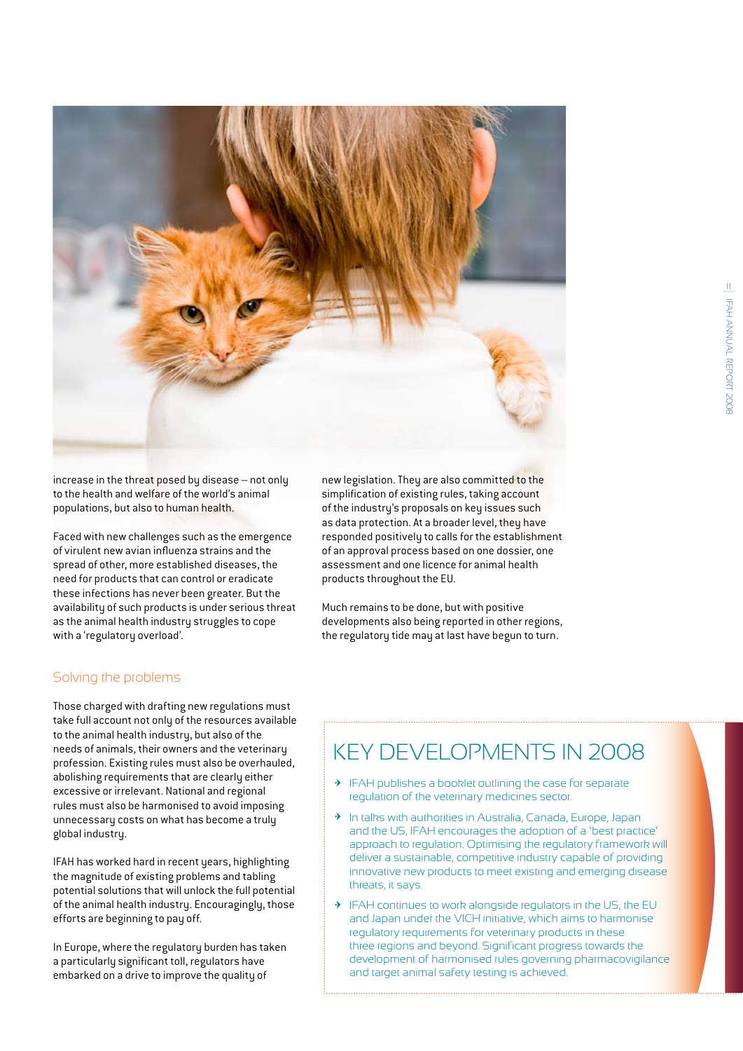increase in the threat posed by disease – not only to the health and welfare of the world's animal populations, but also to human health.

Faced with new challenges such as the emergence of virulent new avian influenza strains and the spread of other, more established diseases, the need for products that can control or eradicate these infections has never been greater. But the availability of such products is under serious threat as the animal health industry struggles to cope with a 'regulatory overload'.

new legislation. They are also committed to the simplification of existing rules, taking account of the industry's proposals on key issues such as data protection. At a broader level, they have responded positively to calls for the establishment of an approval process based on one dossier, one assessment and one licence for animal health products throughout the EU.

Much remains to be done, but with positive developments also being reported in other regions, the regulatory tide may at last have begun to turn.

## Solving the problems

Those charged with drafting new regulations must take full account not only of the resources available to the animal health industry, but also of the needs of animals, their owners and the veterinary profession. Existing rules must also be overhauled, abolishing requirements that are clearly either excessive or irrelevant. National and regional rules must also be harmonised to avoid imposing unnecessary costs on what has become a truly global industry.

IFAH has worked hard in recent years, highlighting the magnitude of existing problems and tabling potential solutions that will unlock the full potential of the animal health industry. Encouragingly, those efforts are beginning to pay off.

In Europe, where the regulatory burden has taken a particularly significant toll, regulators have embarked on a drive to improve the quality of

## KEY DEVELOPMENTS IN 2008

- IFAH publishes a booklet outlining the case for separate regulation of the veterinary medicines sector.
- In talks with authorities in Australia, Canada, Europe, Japan and the US, IFAH encourages the adoption of a 'best practice' approach to regulation. Optimising the regulatory framework will deliver a sustainable, competitive industry capable of providing innovative new products to meet existing and emerging disease threats, it says.
- IFAH continues to work alongside regulators in the US, the EU and Japan under the VICH initiative, which aims to harmonise regulatory requirements for veterinary products in these three regions and beyond. Significant progress towards the development of harmonised rules governing pharmacovigilance and target animal safety testing is achieved.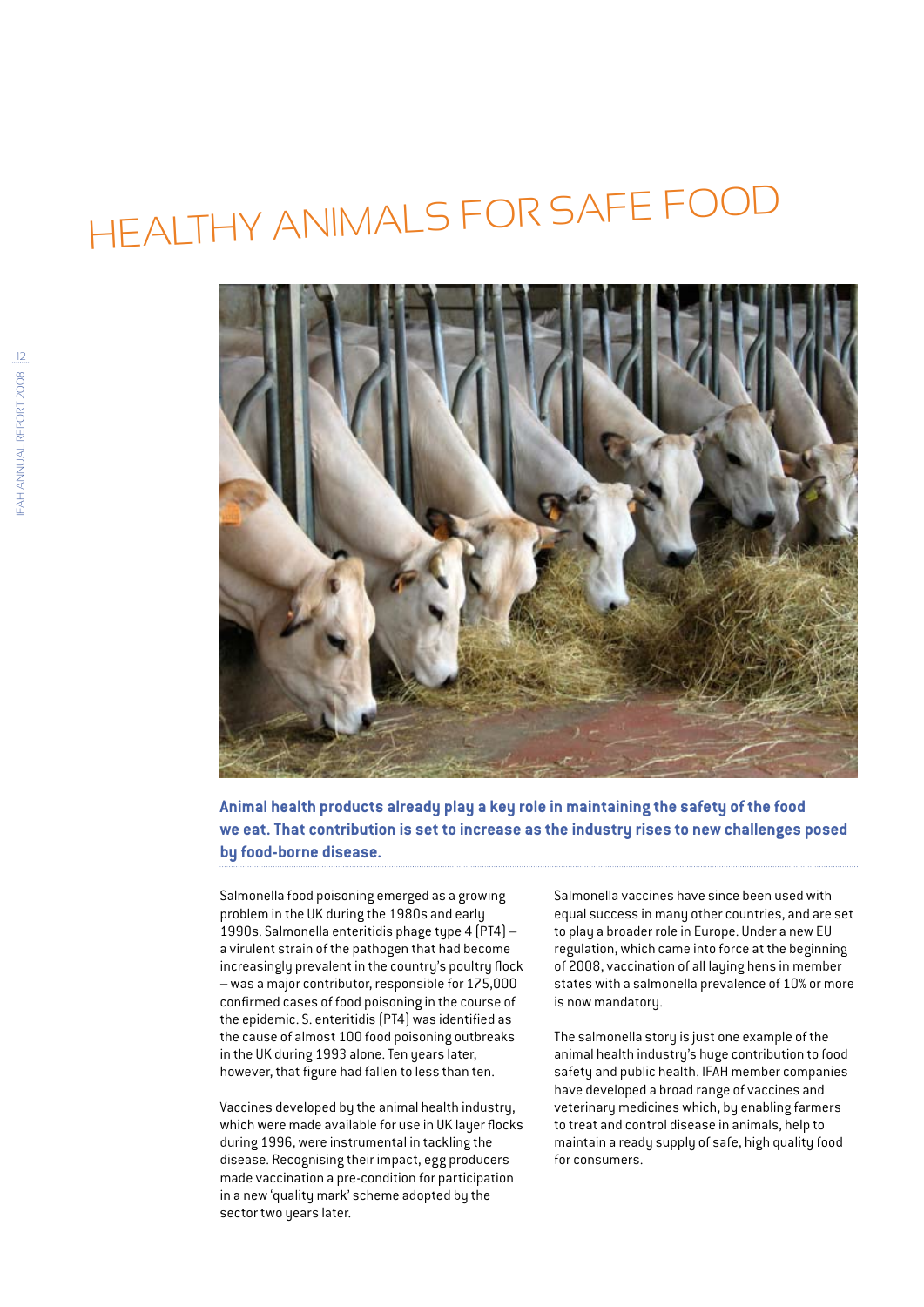# HEALTHY ANIMALS FOR SAFE FOOD

**Animal health products already play a key role in maintaining the safety of the food we eat. That contribution is set to increase as the industry rises to new challenges posed by food-borne disease.**

Salmonella food poisoning emerged as a growing problem in the UK during the 1980s and early 1990s. Salmonella enteritidis phage type 4 (PT4) – a virulent strain of the pathogen that had become increasingly prevalent in the country's poultry flock – was a major contributor, responsible for 175,000 confirmed cases of food poisoning in the course of the epidemic. S. enteritidis (PT4) was identified as the cause of almost 100 food poisoning outbreaks in the UK during 1993 alone. Ten years later, however, that figure had fallen to less than ten.

Vaccines developed by the animal health industry, which were made available for use in UK layer flocks during 1996, were instrumental in tackling the disease. Recognising their impact, egg producers made vaccination a pre-condition for participation in a new 'quality mark' scheme adopted by the sector two years later.

Salmonella vaccines have since been used with equal success in many other countries, and are set to play a broader role in Europe. Under a new EU regulation, which came into force at the beginning of 2008, vaccination of all laying hens in member states with a salmonella prevalence of 10% or more is now mandatory.

The salmonella story is just one example of the animal health industry's huge contribution to food safety and public health. IFAH member companies have developed a broad range of vaccines and veterinary medicines which, by enabling farmers to treat and control disease in animals, help to maintain a ready supply of safe, high quality food for consumers.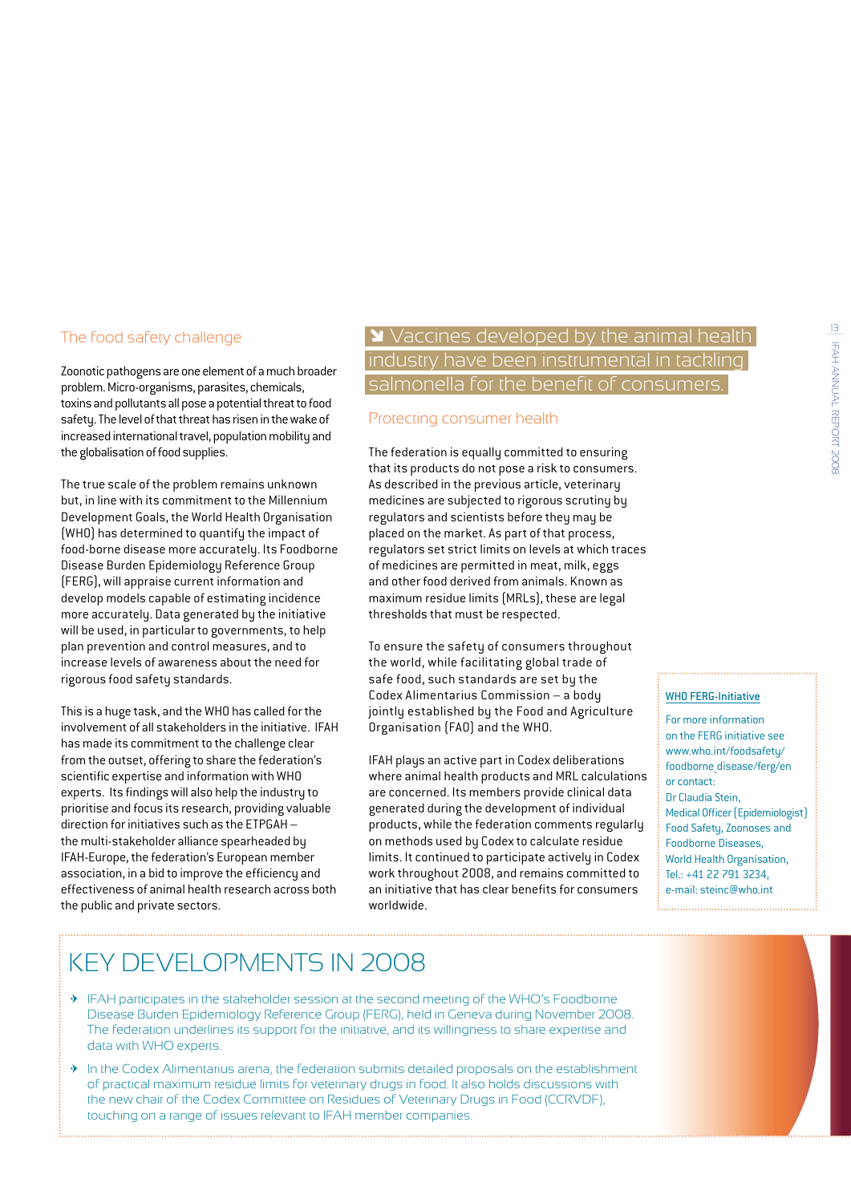## The food safety challenge

Zoonotic pathogens are one element of a much broader problem. Micro-organisms, parasites, chemicals, toxins and pollutants all pose a potential threat to food safety. The level of that threat has risen in the wake of increased international travel, population mobility and the globalisation of food supplies.

The true scale of the problem remains unknown but, in line with its commitment to the Millennium Development Goals, the World Health Organisation (WHO) has determined to quantify the impact of food-borne disease more accurately. Its Foodborne Disease Burden Epidemiology Reference Group (FERG), will appraise current information and develop models capable of estimating incidence more accurately. Data generated by the initiative will be used, in particular to governments, to help plan prevention and control measures, and to increase levels of awareness about the need for rigorous food safety standards.

This is a huge task, and the WHO has called for the involvement of all stakeholders in the initiative. IFAH has made its commitment to the challenge clear from the outset, offering to share the federation's scientific expertise and information with WHO experts. Its findings will also help the industry to prioritise and focus its research, providing valuable direction for initiatives such as the ETPGAH – the multi-stakeholder alliance spearheaded by IFAH-Europe, the federation's European member association, in a bid to improve the efficiency and effectiveness of animal health research across both the public and private sectors.

> Vaccines developed by the animal health industry have been instrumental in tackling salmonella for the benefit of consumers.

## Protecting consumer health

The federation is equally committed to ensuring that its products do not pose a risk to consumers. As described in the previous article, veterinary medicines are subjected to rigorous scrutiny by regulators and scientists before they may be placed on the market. As part of that process, regulators set strict limits on levels at which traces of medicines are permitted in meat, milk, eggs and other food derived from animals. Known as maximum residue limits (MRLs), these are legal thresholds that must be respected.

To ensure the safety of consumers throughout the world, while facilitating global trade of safe food, such standards are set by the Codex Alimentarius Commission – a body jointly established by the Food and Agriculture Organisation (FAO) and the WHO.

IFAH plays an active part in Codex deliberations where animal health products and MRL calculations are concerned. Its members provide clinical data generated during the development of individual products, while the federation comments regularly on methods used by Codex to calculate residue limits. It continued to participate actively in Codex work throughout 2008, and remains committed to an initiative that has clear benefits for consumers worldwide.

**WHO FERG-Initiative**

For more information on the FERG initiative see www.who.int/foodsafety/foodborne_disease/ferg/en or contact:
Dr Claudia Stein,
Medical Officer (Epidemiologist)
Food Safety, Zoonoses and Foodborne Diseases,
World Health Organisation,
Tel.: +41 22 791 3234,
e-mail: steinc@who.int

# KEY DEVELOPMENTS IN 2008

- IFAH participates in the stakeholder session at the second meeting of the WHO's Foodborne Disease Burden Epidemiology Reference Group (FERG), held in Geneva during November 2008. The federation underlines its support for the initiative, and its willingness to share expertise and data with WHO experts.
- In the Codex Alimentarius arena, the federation submits detailed proposals on the establishment of practical maximum residue limits for veterinary drugs in food. It also holds discussions with the new chair of the Codex Committee on Residues of Veterinary Drugs in Food (CCRVDF), touching on a range of issues relevant to IFAH member companies.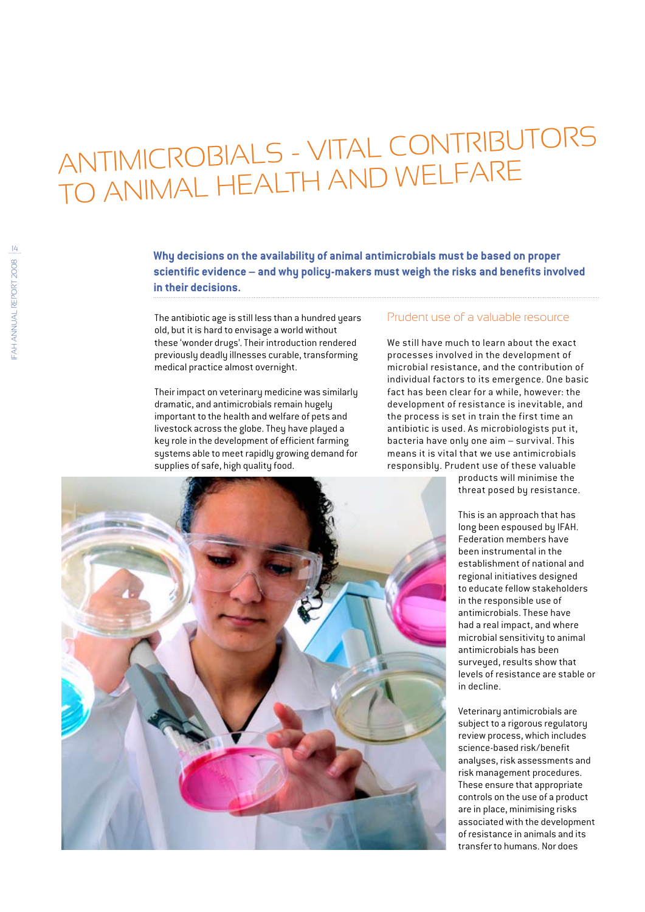# ANTIMICROBIALS - VITAL CONTRIBUTORS TO ANIMAL HEALTH AND WELFARE

**Why decisions on the availability of animal antimicrobials must be based on proper scientific evidence – and why policy-makers must weigh the risks and benefits involved in their decisions.**

The antibiotic age is still less than a hundred years old, but it is hard to envisage a world without these 'wonder drugs'. Their introduction rendered previously deadly illnesses curable, transforming medical practice almost overnight.

Their impact on veterinary medicine was similarly dramatic, and antimicrobials remain hugely important to the health and welfare of pets and livestock across the globe. They have played a key role in the development of efficient farming systems able to meet rapidly growing demand for supplies of safe, high quality food.

## Prudent use of a valuable resource

We still have much to learn about the exact processes involved in the development of microbial resistance, and the contribution of individual factors to its emergence. One basic fact has been clear for a while, however: the development of resistance is inevitable, and the process is set in train the first time an antibiotic is used. As microbiologists put it, bacteria have only one aim – survival. This means it is vital that we use antimicrobials responsibly. Prudent use of these valuable products will minimise the threat posed by resistance.

This is an approach that has long been espoused by IFAH. Federation members have been instrumental in the establishment of national and regional initiatives designed to educate fellow stakeholders in the responsible use of antimicrobials. These have had a real impact, and where microbial sensitivity to animal antimicrobials has been surveyed, results show that levels of resistance are stable or in decline.

Veterinary antimicrobials are subject to a rigorous regulatory review process, which includes science-based risk/benefit analyses, risk assessments and risk management procedures. These ensure that appropriate controls on the use of a product are in place, minimising risks associated with the development of resistance in animals and its transfer to humans. Nor does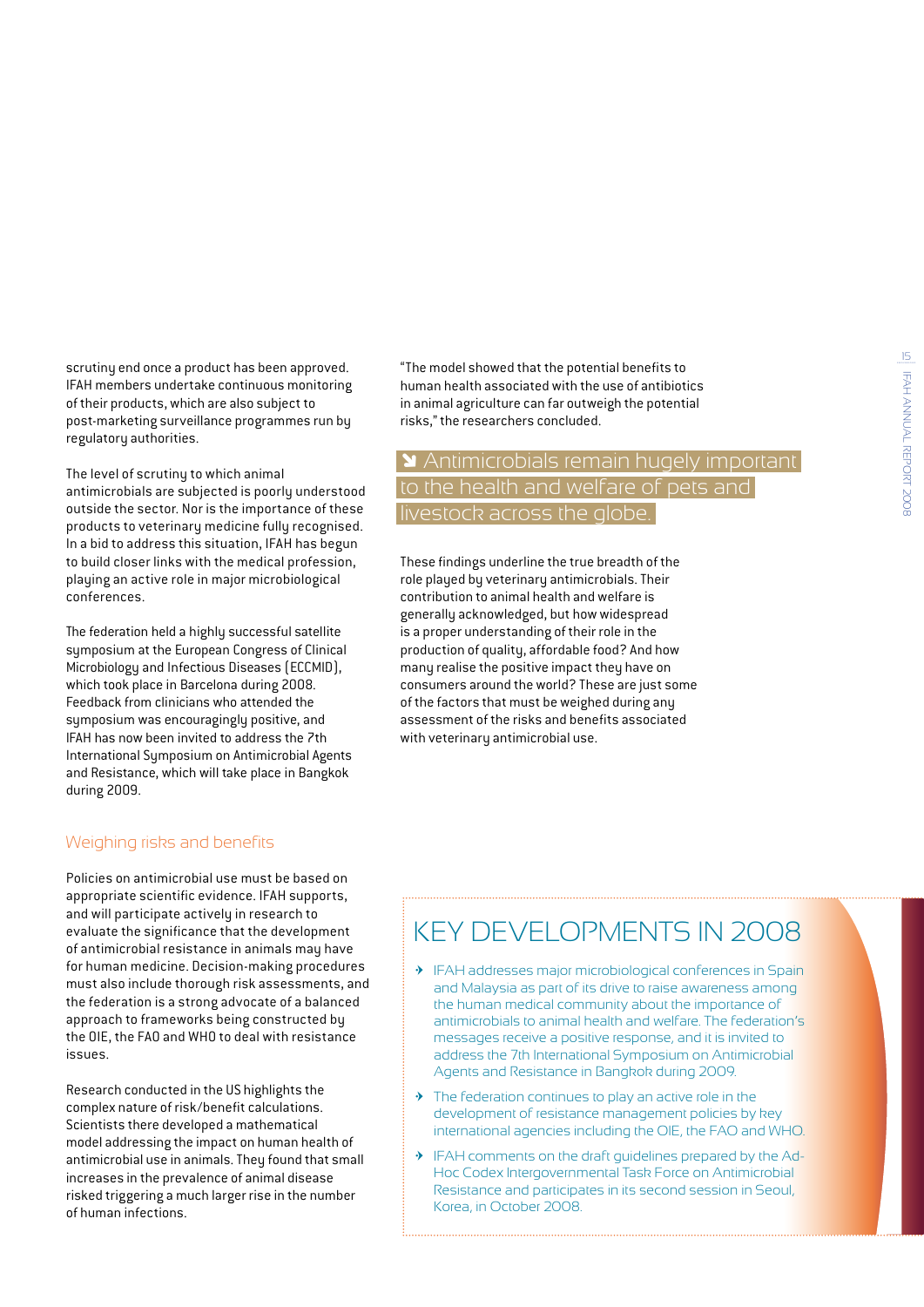scrutiny end once a product has been approved. IFAH members undertake continuous monitoring of their products, which are also subject to post-marketing surveillance programmes run by regulatory authorities.

The level of scrutiny to which animal antimicrobials are subjected is poorly understood outside the sector. Nor is the importance of these products to veterinary medicine fully recognised. In a bid to address this situation, IFAH has begun to build closer links with the medical profession, playing an active role in major microbiological conferences.

The federation held a highly successful satellite symposium at the European Congress of Clinical Microbiology and Infectious Diseases (ECCMID), which took place in Barcelona during 2008. Feedback from clinicians who attended the symposium was encouragingly positive, and IFAH has now been invited to address the 7th International Symposium on Antimicrobial Agents and Resistance, which will take place in Bangkok during 2009.

## Weighing risks and benefits

Policies on antimicrobial use must be based on appropriate scientific evidence. IFAH supports, and will participate actively in research to evaluate the significance that the development of antimicrobial resistance in animals may have for human medicine. Decision-making procedures must also include thorough risk assessments, and the federation is a strong advocate of a balanced approach to frameworks being constructed by the OIE, the FAO and WHO to deal with resistance issues.

Research conducted in the US highlights the complex nature of risk/benefit calculations. Scientists there developed a mathematical model addressing the impact on human health of antimicrobial use in animals. They found that small increases in the prevalence of animal disease risked triggering a much larger rise in the number of human infections.

"The model showed that the potential benefits to human health associated with the use of antibiotics in animal agriculture can far outweigh the potential risks," the researchers concluded.

> Antimicrobials remain hugely important to the health and welfare of pets and livestock across the globe.

These findings underline the true breadth of the role played by veterinary antimicrobials. Their contribution to animal health and welfare is generally acknowledged, but how widespread is a proper understanding of their role in the production of quality, affordable food? And how many realise the positive impact they have on consumers around the world? These are just some of the factors that must be weighed during any assessment of the risks and benefits associated with veterinary antimicrobial use.

## KEY DEVELOPMENTS IN 2008

- IFAH addresses major microbiological conferences in Spain and Malaysia as part of its drive to raise awareness among the human medical community about the importance of antimicrobials to animal health and welfare. The federation's messages receive a positive response, and it is invited to address the 7th International Symposium on Antimicrobial Agents and Resistance in Bangkok during 2009.
- The federation continues to play an active role in the development of resistance management policies by key international agencies including the OIE, the FAO and WHO.
- IFAH comments on the draft guidelines prepared by the Ad-Hoc Codex Intergovernmental Task Force on Antimicrobial Resistance and participates in its second session in Seoul, Korea, in October 2008.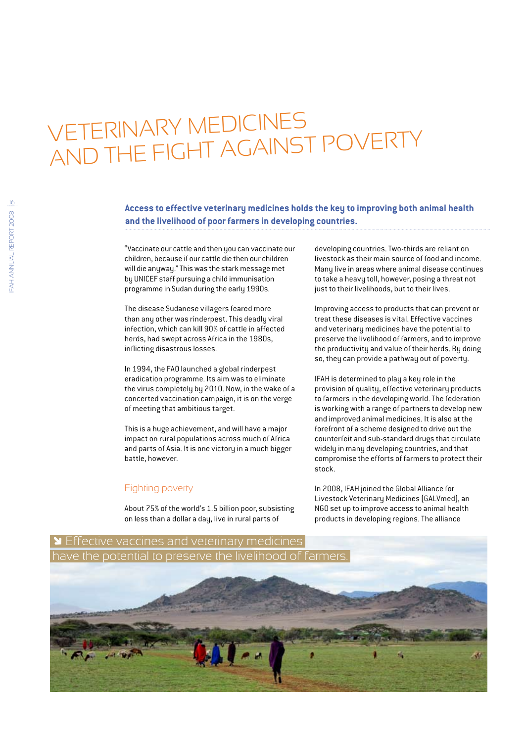# VETERINARY MEDICINES AND THE FIGHT AGAINST POVERTY

**Access to effective veterinary medicines holds the key to improving both animal health and the livelihood of poor farmers in developing countries.**

"Vaccinate our cattle and then you can vaccinate our children, because if our cattle die then our children will die anyway." This was the stark message met by UNICEF staff pursuing a child immunisation programme in Sudan during the early 1990s.

The disease Sudanese villagers feared more than any other was rinderpest. This deadly viral infection, which can kill 90% of cattle in affected herds, had swept across Africa in the 1980s, inflicting disastrous losses.

In 1994, the FAO launched a global rinderpest eradication programme. Its aim was to eliminate the virus completely by 2010. Now, in the wake of a concerted vaccination campaign, it is on the verge of meeting that ambitious target.

This is a huge achievement, and will have a major impact on rural populations across much of Africa and parts of Asia. It is one victory in a much bigger battle, however.

## Fighting poverty

About 75% of the world's 1.5 billion poor, subsisting on less than a dollar a day, live in rural parts of developing countries. Two-thirds are reliant on livestock as their main source of food and income. Many live in areas where animal disease continues to take a heavy toll, however, posing a threat not just to their livelihoods, but to their lives.

Improving access to products that can prevent or treat these diseases is vital. Effective vaccines and veterinary medicines have the potential to preserve the livelihood of farmers, and to improve the productivity and value of their herds. By doing so, they can provide a pathway out of poverty.

IFAH is determined to play a key role in the provision of quality, effective veterinary products to farmers in the developing world. The federation is working with a range of partners to develop new and improved animal medicines. It is also at the forefront of a scheme designed to drive out the counterfeit and sub-standard drugs that circulate widely in many developing countries, and that compromise the efforts of farmers to protect their stock.

In 2008, IFAH joined the Global Alliance for Livestock Veterinary Medicines (GALVmed), an NGO set up to improve access to animal health products in developing regions. The alliance

Effective vaccines and veterinary medicines have the potential to preserve the livelihood of farmers.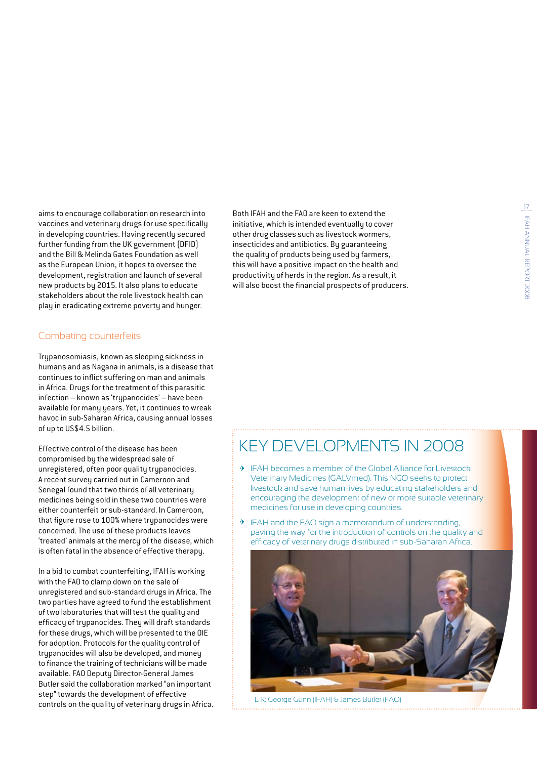aims to encourage collaboration on research into vaccines and veterinary drugs for use specifically in developing countries. Having recently secured further funding from the UK government (DFID) and the Bill & Melinda Gates Foundation as well as the European Union, it hopes to oversee the development, registration and launch of several new products by 2015. It also plans to educate stakeholders about the role livestock health can play in eradicating extreme poverty and hunger.

## Combating counterfeits

Trypanosomiasis, known as sleeping sickness in humans and as Nagana in animals, is a disease that continues to inflict suffering on man and animals in Africa. Drugs for the treatment of this parasitic infection – known as 'trypanocides' – have been available for many years. Yet, it continues to wreak havoc in sub-Saharan Africa, causing annual losses of up to US$4.5 billion.

Effective control of the disease has been compromised by the widespread sale of unregistered, often poor quality trypanocides. A recent survey carried out in Cameroon and Senegal found that two thirds of all veterinary medicines being sold in these two countries were either counterfeit or sub-standard. In Cameroon, that figure rose to 100% where trypanocides were concerned. The use of these products leaves 'treated' animals at the mercy of the disease, which is often fatal in the absence of effective therapy.

In a bid to combat counterfeiting, IFAH is working with the FAO to clamp down on the sale of unregistered and sub-standard drugs in Africa. The two parties have agreed to fund the establishment of two laboratories that will test the quality and efficacy of trypanocides. They will draft standards for these drugs, which will be presented to the OIE for adoption. Protocols for the quality control of trypanocides will also be developed, and money to finance the training of technicians will be made available. FAO Deputy Director-General James Butler said the collaboration marked "an important step" towards the development of effective controls on the quality of veterinary drugs in Africa.

Both IFAH and the FAO are keen to extend the initiative, which is intended eventually to cover other drug classes such as livestock wormers, insecticides and antibiotics. By guaranteeing the quality of products being used by farmers, this will have a positive impact on the health and productivity of herds in the region. As a result, it will also boost the financial prospects of producers.

## KEY DEVELOPMENTS IN 2008

- IFAH becomes a member of the Global Alliance for Livestock Veterinary Medicines (GALVmed). This NGO seeks to protect livestock and save human lives by educating stakeholders and encouraging the development of new or more suitable veterinary medicines for use in developing countries.
- IFAH and the FAO sign a memorandum of understanding, paving the way for the introduction of controls on the quality and efficacy of veterinary drugs distributed in sub-Saharan Africa.

L-R: George Gunn (IFAH) & James Butler (FAO)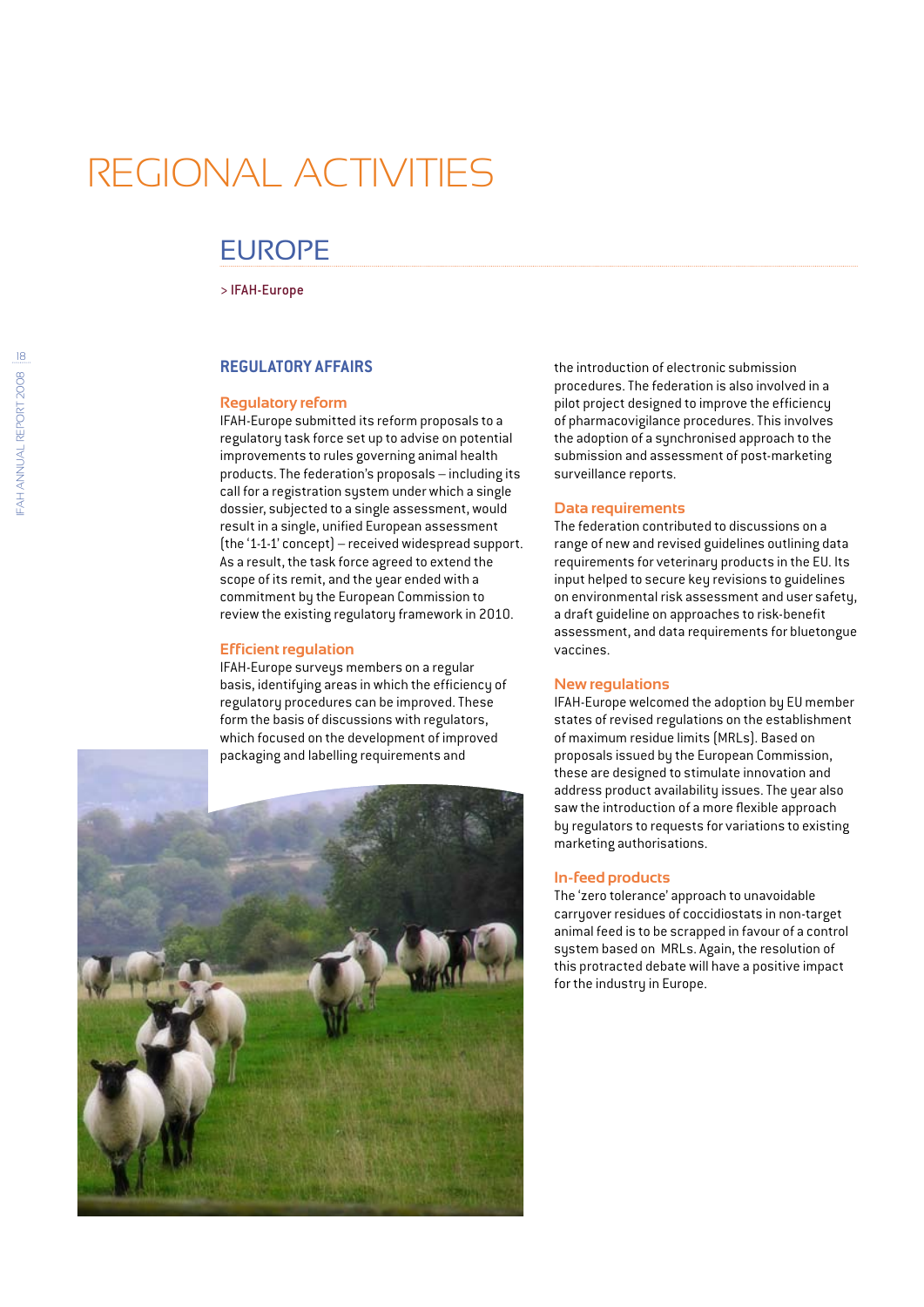// REGIONAL ACTIVITIES

## EUROPE

> IFAH-Europe

### REGULATORY AFFAIRS

#### Regulatory reform

IFAH-Europe submitted its reform proposals to a regulatory task force set up to advise on potential improvements to rules governing animal health products. The federation's proposals – including its call for a registration system under which a single dossier, subjected to a single assessment, would result in a single, unified European assessment (the '1-1-1' concept) – received widespread support. As a result, the task force agreed to extend the scope of its remit, and the year ended with a commitment by the European Commission to review the existing regulatory framework in 2010.

#### Efficient regulation

IFAH-Europe surveys members on a regular basis, identifying areas in which the efficiency of regulatory procedures can be improved. These form the basis of discussions with regulators, which focused on the development of improved packaging and labelling requirements and the introduction of electronic submission procedures. The federation is also involved in a pilot project designed to improve the efficiency of pharmacovigilance procedures. This involves the adoption of a synchronised approach to the submission and assessment of post-marketing surveillance reports.

#### Data requirements

The federation contributed to discussions on a range of new and revised guidelines outlining data requirements for veterinary products in the EU. Its input helped to secure key revisions to guidelines on environmental risk assessment and user safety, a draft guideline on approaches to risk-benefit assessment, and data requirements for bluetongue vaccines.

#### New regulations

IFAH-Europe welcomed the adoption by EU member states of revised regulations on the establishment of maximum residue limits (MRLs). Based on proposals issued by the European Commission, these are designed to stimulate innovation and address product availability issues. The year also saw the introduction of a more flexible approach by regulators to requests for variations to existing marketing authorisations.

#### In-feed products

The 'zero tolerance' approach to unavoidable carryover residues of coccidiostats in non-target animal feed is to be scrapped in favour of a control system based on MRLs. Again, the resolution of this protracted debate will have a positive impact for the industry in Europe.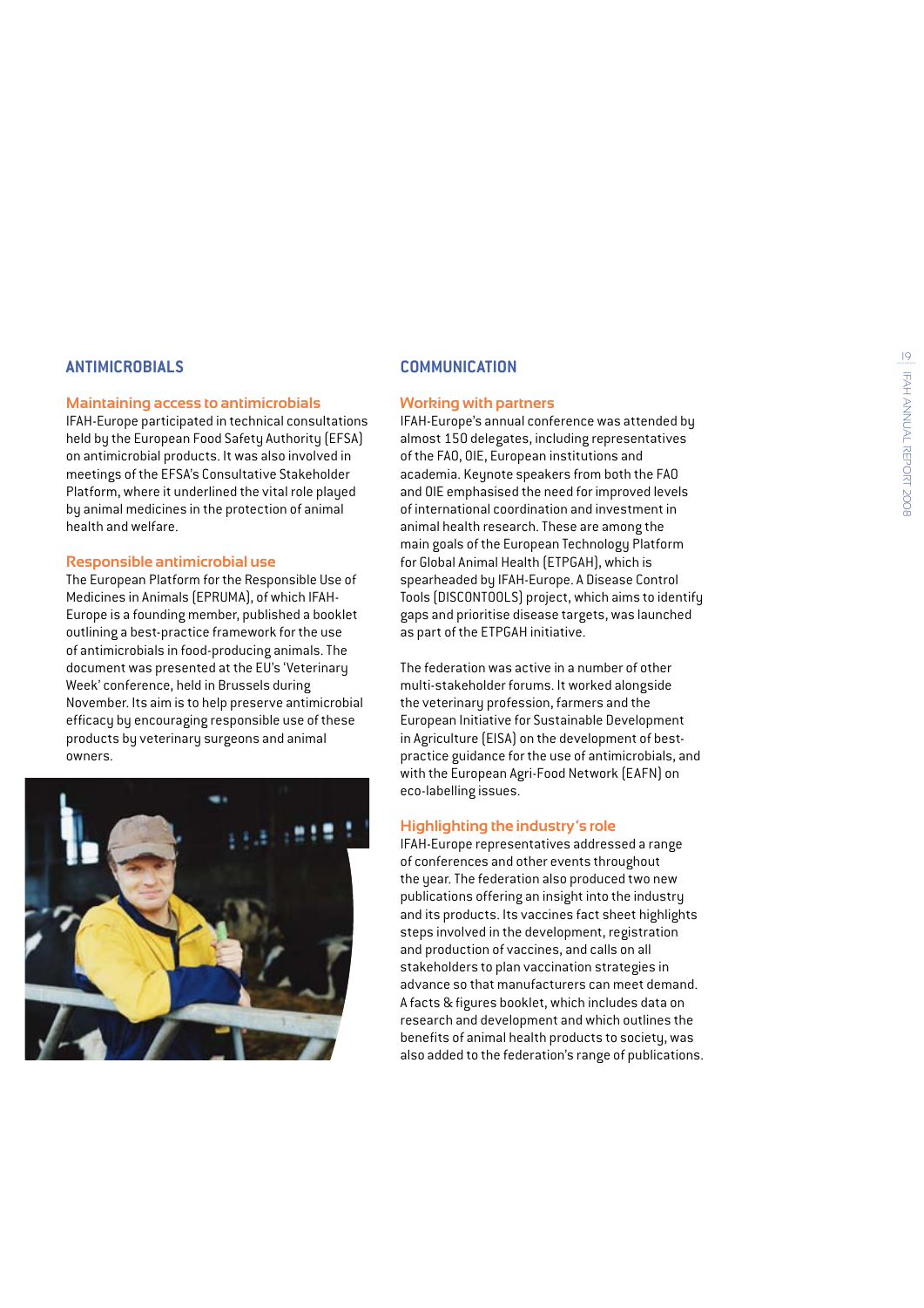## ANTIMICROBIALS

### Maintaining access to antimicrobials

IFAH-Europe participated in technical consultations held by the European Food Safety Authority (EFSA) on antimicrobial products. It was also involved in meetings of the EFSA's Consultative Stakeholder Platform, where it underlined the vital role played by animal medicines in the protection of animal health and welfare.

### Responsible antimicrobial use

The European Platform for the Responsible Use of Medicines in Animals (EPRUMA), of which IFAH-Europe is a founding member, published a booklet outlining a best-practice framework for the use of antimicrobials in food-producing animals. The document was presented at the EU's 'Veterinary Week' conference, held in Brussels during November. Its aim is to help preserve antimicrobial efficacy by encouraging responsible use of these products by veterinary surgeons and animal owners.

## COMMUNICATION

### Working with partners

IFAH-Europe's annual conference was attended by almost 150 delegates, including representatives of the FAO, OIE, European institutions and academia. Keynote speakers from both the FAO and OIE emphasised the need for improved levels of international coordination and investment in animal health research. These are among the main goals of the European Technology Platform for Global Animal Health (ETPGAH), which is spearheaded by IFAH-Europe. A Disease Control Tools (DISCONTOOLS) project, which aims to identify gaps and prioritise disease targets, was launched as part of the ETPGAH initiative.

The federation was active in a number of other multi-stakeholder forums. It worked alongside the veterinary profession, farmers and the European Initiative for Sustainable Development in Agriculture (EISA) on the development of best-practice guidance for the use of antimicrobials, and with the European Agri-Food Network (EAFN) on eco-labelling issues.

### Highlighting the industry's role

IFAH-Europe representatives addressed a range of conferences and other events throughout the year. The federation also produced two new publications offering an insight into the industry and its products. Its vaccines fact sheet highlights steps involved in the development, registration and production of vaccines, and calls on all stakeholders to plan vaccination strategies in advance so that manufacturers can meet demand. A facts & figures booklet, which includes data on research and development and which outlines the benefits of animal health products to society, was also added to the federation's range of publications.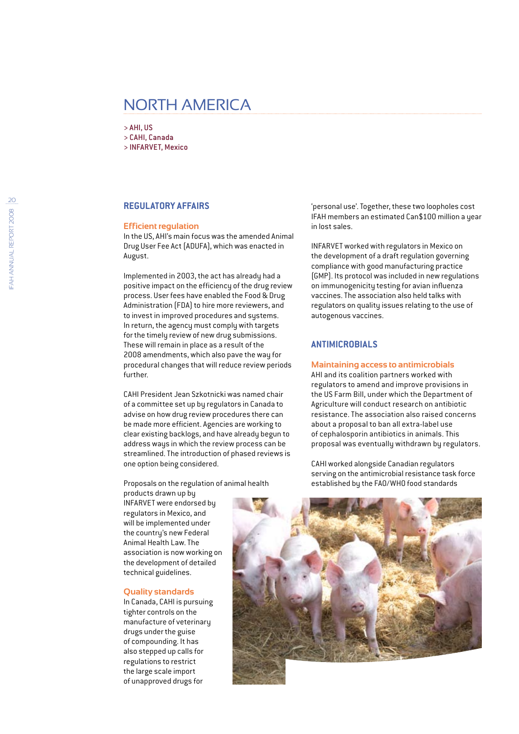# NORTH AMERICA

> AHI, US
> CAHI, Canada
> INFARVET, Mexico

## REGULATORY AFFAIRS

### Efficient regulation

In the US, AHI's main focus was the amended Animal Drug User Fee Act (ADUFA), which was enacted in August.

Implemented in 2003, the act has already had a positive impact on the efficiency of the drug review process. User fees have enabled the Food & Drug Administration (FDA) to hire more reviewers, and to invest in improved procedures and systems. In return, the agency must comply with targets for the timely review of new drug submissions. These will remain in place as a result of the 2008 amendments, which also pave the way for procedural changes that will reduce review periods further.

CAHI President Jean Szkotnicki was named chair of a committee set up by regulators in Canada to advise on how drug review procedures there can be made more efficient. Agencies are working to clear existing backlogs, and have already begun to address ways in which the review process can be streamlined. The introduction of phased reviews is one option being considered.

Proposals on the regulation of animal health products drawn up by INFARVET were endorsed by regulators in Mexico, and will be implemented under the country's new Federal Animal Health Law. The association is now working on the development of detailed technical guidelines.

### Quality standards

In Canada, CAHI is pursuing tighter controls on the manufacture of veterinary drugs under the guise of compounding. It has also stepped up calls for regulations to restrict the large scale import of unapproved drugs for 'personal use'. Together, these two loopholes cost IFAH members an estimated Can$100 million a year in lost sales.

INFARVET worked with regulators in Mexico on the development of a draft regulation governing compliance with good manufacturing practice (GMP). Its protocol was included in new regulations on immunogenicity testing for avian influenza vaccines. The association also held talks with regulators on quality issues relating to the use of autogenous vaccines.

## ANTIMICROBIALS

### Maintaining access to antimicrobials

AHI and its coalition partners worked with regulators to amend and improve provisions in the US Farm Bill, under which the Department of Agriculture will conduct research on antibiotic resistance. The association also raised concerns about a proposal to ban all extra-label use of cephalosporin antibiotics in animals. This proposal was eventually withdrawn by regulators.

CAHI worked alongside Canadian regulators serving on the antimicrobial resistance task force established by the FAO/WHO food standards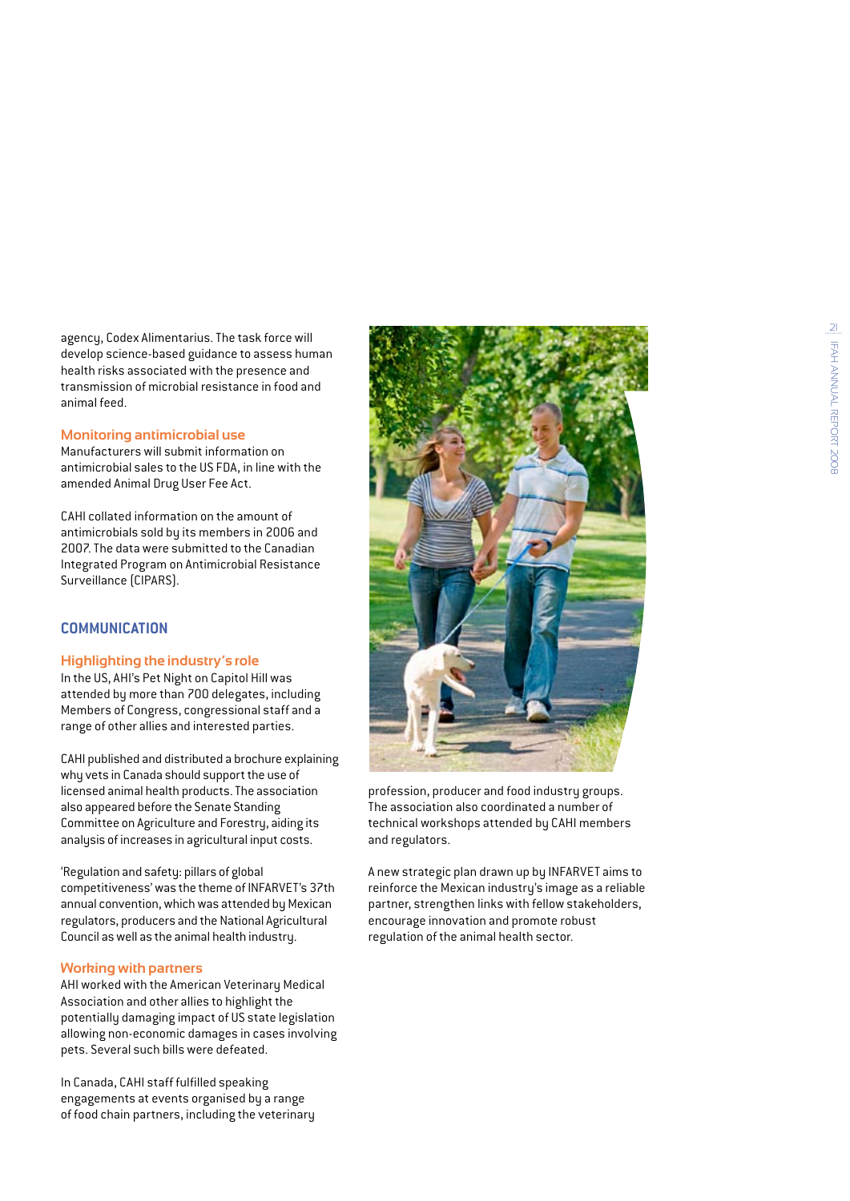agency, Codex Alimentarius. The task force will develop science-based guidance to assess human health risks associated with the presence and transmission of microbial resistance in food and animal feed.

### Monitoring antimicrobial use

Manufacturers will submit information on antimicrobial sales to the US FDA, in line with the amended Animal Drug User Fee Act.

CAHI collated information on the amount of antimicrobials sold by its members in 2006 and 2007. The data were submitted to the Canadian Integrated Program on Antimicrobial Resistance Surveillance (CIPARS).

## COMMUNICATION

### Highlighting the industry's role

In the US, AHI's Pet Night on Capitol Hill was attended by more than 700 delegates, including Members of Congress, congressional staff and a range of other allies and interested parties.

CAHI published and distributed a brochure explaining why vets in Canada should support the use of licensed animal health products. The association also appeared before the Senate Standing Committee on Agriculture and Forestry, aiding its analysis of increases in agricultural input costs.

'Regulation and safety: pillars of global competitiveness' was the theme of INFARVET's 37th annual convention, which was attended by Mexican regulators, producers and the National Agricultural Council as well as the animal health industry.

### Working with partners

AHI worked with the American Veterinary Medical Association and other allies to highlight the potentially damaging impact of US state legislation allowing non-economic damages in cases involving pets. Several such bills were defeated.

In Canada, CAHI staff fulfilled speaking engagements at events organised by a range of food chain partners, including the veterinary profession, producer and food industry groups. The association also coordinated a number of technical workshops attended by CAHI members and regulators.

A new strategic plan drawn up by INFARVET aims to reinforce the Mexican industry's image as a reliable partner, strengthen links with fellow stakeholders, encourage innovation and promote robust regulation of the animal health sector.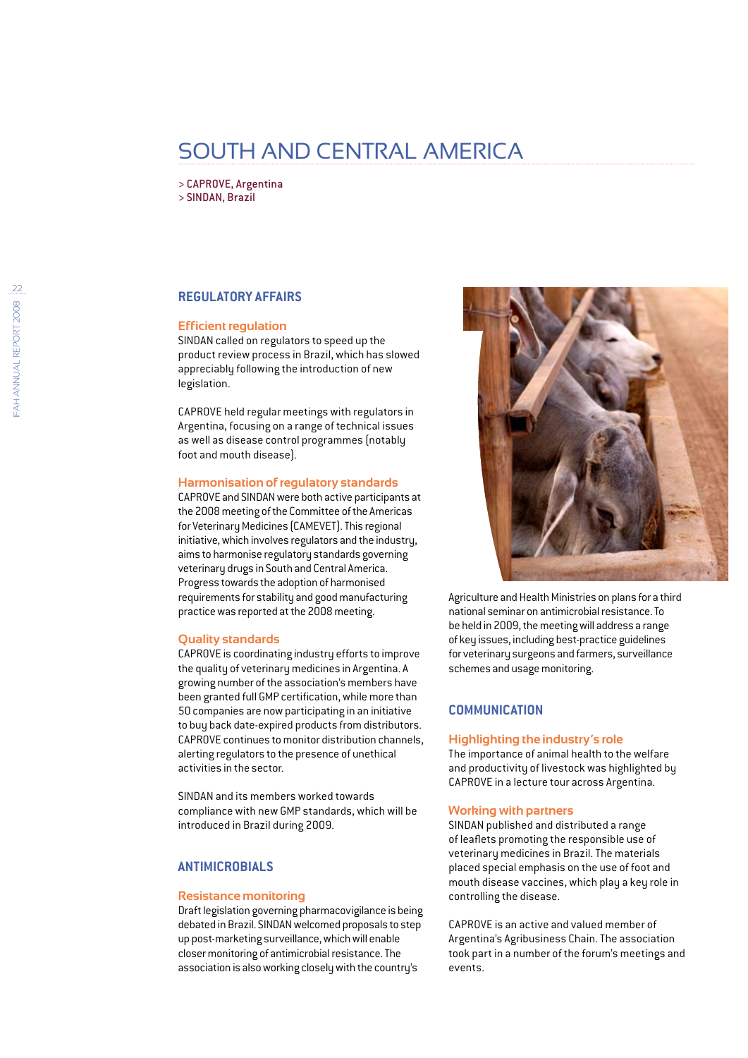# SOUTH AND CENTRAL AMERICA

> CAPROVE, Argentina
> SINDAN, Brazil

## REGULATORY AFFAIRS

### Efficient regulation

SINDAN called on regulators to speed up the product review process in Brazil, which has slowed appreciably following the introduction of new legislation.

CAPROVE held regular meetings with regulators in Argentina, focusing on a range of technical issues as well as disease control programmes (notably foot and mouth disease).

### Harmonisation of regulatory standards

CAPROVE and SINDAN were both active participants at the 2008 meeting of the Committee of the Americas for Veterinary Medicines (CAMEVET). This regional initiative, which involves regulators and the industry, aims to harmonise regulatory standards governing veterinary drugs in South and Central America. Progress towards the adoption of harmonised requirements for stability and good manufacturing practice was reported at the 2008 meeting.

### Quality standards

CAPROVE is coordinating industry efforts to improve the quality of veterinary medicines in Argentina. A growing number of the association's members have been granted full GMP certification, while more than 50 companies are now participating in an initiative to buy back date-expired products from distributors. CAPROVE continues to monitor distribution channels, alerting regulators to the presence of unethical activities in the sector.

SINDAN and its members worked towards compliance with new GMP standards, which will be introduced in Brazil during 2009.

## ANTIMICROBIALS

### Resistance monitoring

Draft legislation governing pharmacovigilance is being debated in Brazil. SINDAN welcomed proposals to step up post-marketing surveillance, which will enable closer monitoring of antimicrobial resistance. The association is also working closely with the country's Agriculture and Health Ministries on plans for a third national seminar on antimicrobial resistance. To be held in 2009, the meeting will address a range of key issues, including best-practice guidelines for veterinary surgeons and farmers, surveillance schemes and usage monitoring.

## COMMUNICATION

### Highlighting the industry's role

The importance of animal health to the welfare and productivity of livestock was highlighted by CAPROVE in a lecture tour across Argentina.

### Working with partners

SINDAN published and distributed a range of leaflets promoting the responsible use of veterinary medicines in Brazil. The materials placed special emphasis on the use of foot and mouth disease vaccines, which play a key role in controlling the disease.

CAPROVE is an active and valued member of Argentina's Agribusiness Chain. The association took part in a number of the forum's meetings and events.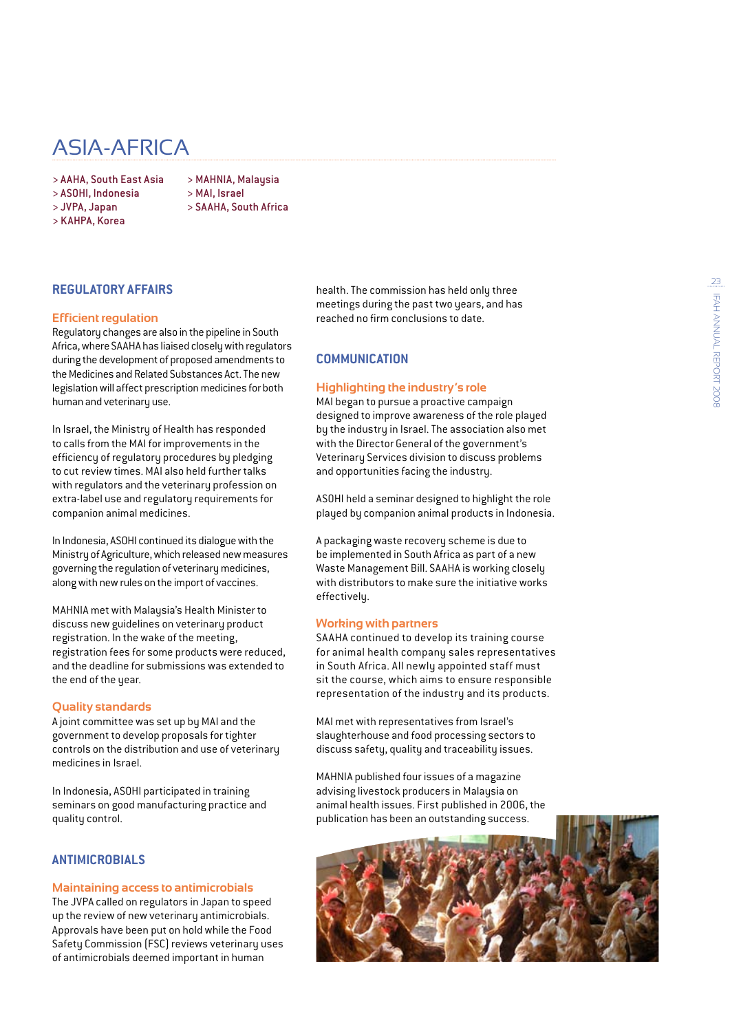# ASIA-AFRICA

- > AAHA, South East Asia
- > ASOHI, Indonesia
- > JVPA, Japan
- > KAHPA, Korea
- > MAHNIA, Malaysia
- > MAI, Israel
- > SAAHA, South Africa

## REGULATORY AFFAIRS

### Efficient regulation

Regulatory changes are also in the pipeline in South Africa, where SAAHA has liaised closely with regulators during the development of proposed amendments to the Medicines and Related Substances Act. The new legislation will affect prescription medicines for both human and veterinary use.

In Israel, the Ministry of Health has responded to calls from the MAI for improvements in the efficiency of regulatory procedures by pledging to cut review times. MAI also held further talks with regulators and the veterinary profession on extra-label use and regulatory requirements for companion animal medicines.

In Indonesia, ASOHI continued its dialogue with the Ministry of Agriculture, which released new measures governing the regulation of veterinary medicines, along with new rules on the import of vaccines.

MAHNIA met with Malaysia's Health Minister to discuss new guidelines on veterinary product registration. In the wake of the meeting, registration fees for some products were reduced, and the deadline for submissions was extended to the end of the year.

### Quality standards

A joint committee was set up by MAI and the government to develop proposals for tighter controls on the distribution and use of veterinary medicines in Israel.

In Indonesia, ASOHI participated in training seminars on good manufacturing practice and quality control.

## ANTIMICROBIALS

### Maintaining access to antimicrobials

The JVPA called on regulators in Japan to speed up the review of new veterinary antimicrobials. Approvals have been put on hold while the Food Safety Commission (FSC) reviews veterinary uses of antimicrobials deemed important in human health. The commission has held only three meetings during the past two years, and has reached no firm conclusions to date.

## COMMUNICATION

### Highlighting the industry's role

MAI began to pursue a proactive campaign designed to improve awareness of the role played by the industry in Israel. The association also met with the Director General of the government's Veterinary Services division to discuss problems and opportunities facing the industry.

ASOHI held a seminar designed to highlight the role played by companion animal products in Indonesia.

A packaging waste recovery scheme is due to be implemented in South Africa as part of a new Waste Management Bill. SAAHA is working closely with distributors to make sure the initiative works effectively.

### Working with partners

SAAHA continued to develop its training course for animal health company sales representatives in South Africa. All newly appointed staff must sit the course, which aims to ensure responsible representation of the industry and its products.

MAI met with representatives from Israel's slaughterhouse and food processing sectors to discuss safety, quality and traceability issues.

MAHNIA published four issues of a magazine advising livestock producers in Malaysia on animal health issues. First published in 2006, the publication has been an outstanding success.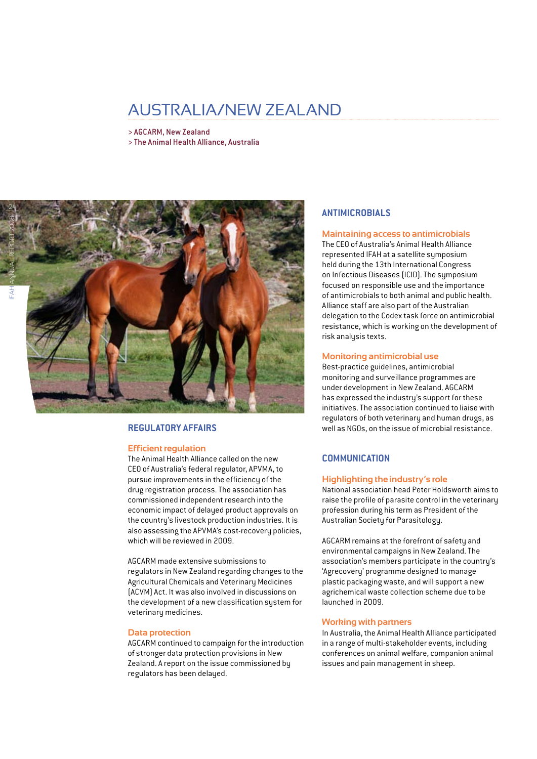# AUSTRALIA/NEW ZEALAND

> AGCARM, New Zealand
> The Animal Health Alliance, Australia

## REGULATORY AFFAIRS

### Efficient regulation

The Animal Health Alliance called on the new CEO of Australia's federal regulator, APVMA, to pursue improvements in the efficiency of the drug registration process. The association has commissioned independent research into the economic impact of delayed product approvals on the country's livestock production industries. It is also assessing the APVMA's cost-recovery policies, which will be reviewed in 2009.

AGCARM made extensive submissions to regulators in New Zealand regarding changes to the Agricultural Chemicals and Veterinary Medicines (ACVM) Act. It was also involved in discussions on the development of a new classification system for veterinary medicines.

### Data protection

AGCARM continued to campaign for the introduction of stronger data protection provisions in New Zealand. A report on the issue commissioned by regulators has been delayed.

## ANTIMICROBIALS

### Maintaining access to antimicrobials

The CEO of Australia's Animal Health Alliance represented IFAH at a satellite symposium held during the 13th International Congress on Infectious Diseases (ICID). The symposium focused on responsible use and the importance of antimicrobials to both animal and public health. Alliance staff are also part of the Australian delegation to the Codex task force on antimicrobial resistance, which is working on the development of risk analysis texts.

### Monitoring antimicrobial use

Best-practice guidelines, antimicrobial monitoring and surveillance programmes are under development in New Zealand. AGCARM has expressed the industry's support for these initiatives. The association continued to liaise with regulators of both veterinary and human drugs, as well as NGOs, on the issue of microbial resistance.

## COMMUNICATION

### Highlighting the industry's role

National association head Peter Holdsworth aims to raise the profile of parasite control in the veterinary profession during his term as President of the Australian Society for Parasitology.

AGCARM remains at the forefront of safety and environmental campaigns in New Zealand. The association's members participate in the country's 'Agrecovery' programme designed to manage plastic packaging waste, and will support a new agrichemical waste collection scheme due to be launched in 2009.

### Working with partners

In Australia, the Animal Health Alliance participated in a range of multi-stakeholder events, including conferences on animal welfare, companion animal issues and pain management in sheep.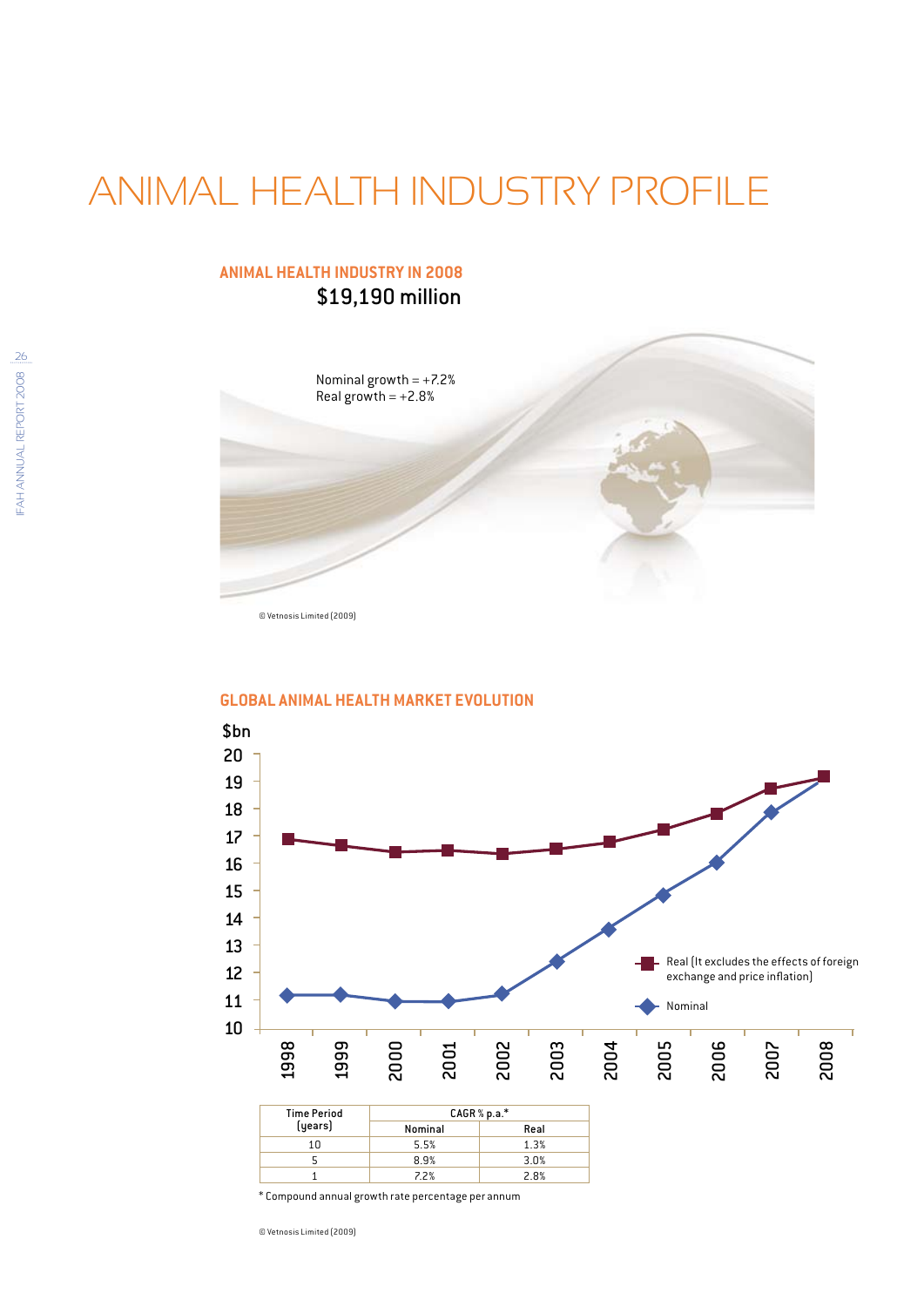# ANIMAL HEALTH INDUSTRY PROFILE

## ANIMAL HEALTH INDUSTRY IN 2008

**$19,190 million**

Nominal growth = +7.2%
Real growth = +2.8%

© Vetnosis Limited (2009)

## GLOBAL ANIMAL HEALTH MARKET EVOLUTION

$bn

20
19
18
17
16
15
14
13
12
11
10

1998 1999 2000 2001 2002 2003 2004 2005 2006 2007 2008

Real (It excludes the effects of foreign exchange and price inflation)

Nominal

| Time Period (years) | CAGR % p.a.* | |
|---|---|---|
| | Nominal | Real |
| 10 | 5.5% | 1.3% |
| 5 | 8.9% | 3.0% |
| 1 | 7.2% | 2.8% |

* Compound annual growth rate percentage per annum

© Vetnosis Limited (2009)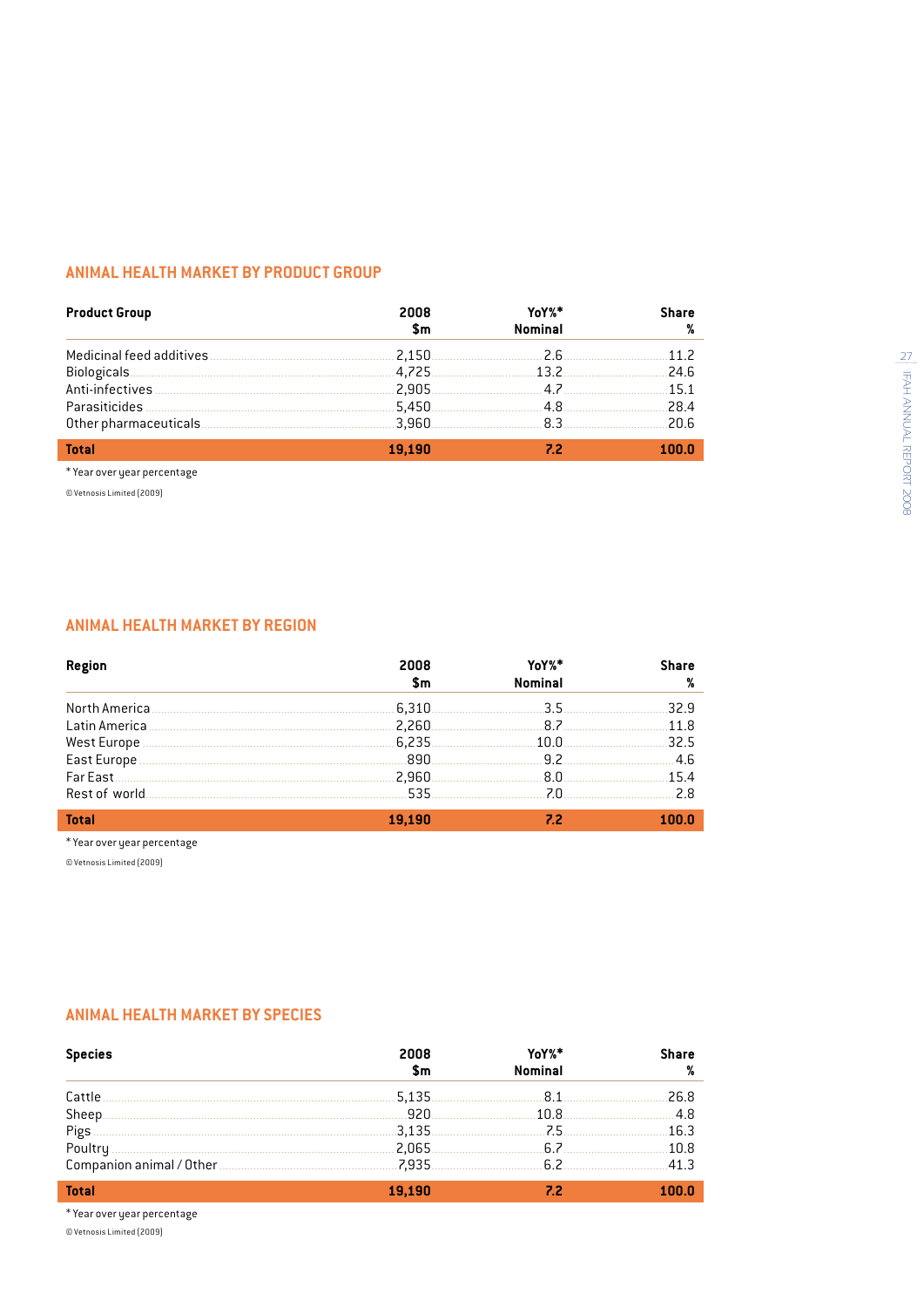## ANIMAL HEALTH MARKET BY PRODUCT GROUP

| Product Group | 2008 $m | YoY%* Nominal | Share % |
|---|---|---|---|
| Medicinal feed additives | 2,150 | 2.6 | 11.2 |
| Biologicals | 4,725 | 13.2 | 24.6 |
| Anti-infectives | 2,905 | 4.7 | 15.1 |
| Parasiticides | 5,450 | 4.8 | 28.4 |
| Other pharmaceuticals | 3,960 | 8.3 | 20.6 |
| **Total** | **19,190** | **7.2** | **100.0** |

\* Year over year percentage

© Vetnosis Limited (2009)

## ANIMAL HEALTH MARKET BY REGION

| Region | 2008 $m | YoY%* Nominal | Share % |
|---|---|---|---|
| North America | 6,310 | 3.5 | 32.9 |
| Latin America | 2,260 | 8.7 | 11.8 |
| West Europe | 6,235 | 10.0 | 32.5 |
| East Europe | 890 | 9.2 | 4.6 |
| Far East | 2,960 | 8.0 | 15.4 |
| Rest of world | 535 | 7.0 | 2.8 |
| **Total** | **19,190** | **7.2** | **100.0** |

\* Year over year percentage

© Vetnosis Limited (2009)

## ANIMAL HEALTH MARKET BY SPECIES

| Species | 2008 $m | YoY%* Nominal | Share % |
|---|---|---|---|
| Cattle | 5,135 | 8.1 | 26.8 |
| Sheep | 920 | 10.8 | 4.8 |
| Pigs | 3,135 | 7.5 | 16.3 |
| Poultry | 2,065 | 6.7 | 10.8 |
| Companion animal / Other | 7,935 | 6.2 | 41.3 |
| **Total** | **19,190** | **7.2** | **100.0** |

\* Year over year percentage

© Vetnosis Limited (2009)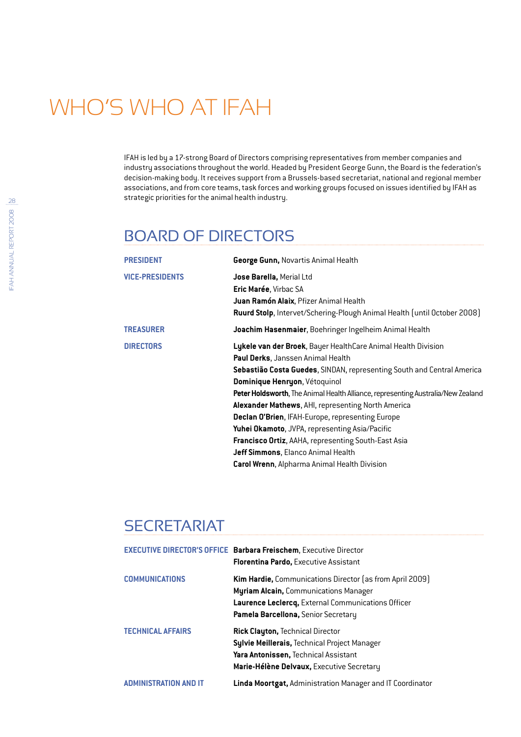# WHO'S WHO AT IFAH

IFAH is led by a 17-strong Board of Directors comprising representatives from member companies and industry associations throughout the world. Headed by President George Gunn, the Board is the federation's decision-making body. It receives support from a Brussels-based secretariat, national and regional member associations, and from core teams, task forces and working groups focused on issues identified by IFAH as strategic priorities for the animal health industry.

## BOARD OF DIRECTORS

| | |
|---|---|
| **PRESIDENT** | **George Gunn,** Novartis Animal Health |
| **VICE-PRESIDENTS** | **Jose Barella,** Merial Ltd<br>**Eric Marée**, Virbac SA<br>**Juan Ramón Alaix**, Pfizer Animal Health<br>**Ruurd Stolp**, Intervet/Schering-Plough Animal Health (until October 2008) |
| **TREASURER** | **Joachim Hasenmaier**, Boehringer Ingelheim Animal Health |
| **DIRECTORS** | **Lykele van der Broek**, Bayer HealthCare Animal Health Division<br>**Paul Derks**, Janssen Animal Health<br>**Sebastião Costa Guedes**, SINDAN, representing South and Central America<br>**Dominique Henryon**, Vétoquinol<br>**Peter Holdsworth**, The Animal Health Alliance, representing Australia/New Zealand<br>**Alexander Mathews**, AHI, representing North America<br>**Declan O'Brien**, IFAH-Europe, representing Europe<br>**Yuhei Okamoto**, JVPA, representing Asia/Pacific<br>**Francisco Ortiz**, AAHA, representing South-East Asia<br>**Jeff Simmons**, Elanco Animal Health<br>**Carol Wrenn**, Alpharma Animal Health Division |

## SECRETARIAT

| | |
|---|---|
| **EXECUTIVE DIRECTOR'S OFFICE** | **Barbara Freischem**, Executive Director<br>**Florentina Pardo,** Executive Assistant |
| **COMMUNICATIONS** | **Kim Hardie,** Communications Director (as from April 2009)<br>**Myriam Alcain,** Communications Manager<br>**Laurence Leclercq,** External Communications Officer<br>**Pamela Barcellona,** Senior Secretary |
| **TECHNICAL AFFAIRS** | **Rick Clayton,** Technical Director<br>**Sylvie Meillerais,** Technical Project Manager<br>**Yara Antonissen,** Technical Assistant<br>**Marie-Hélène Delvaux,** Executive Secretary |
| **ADMINISTRATION AND IT** | **Linda Moortgat,** Administration Manager and IT Coordinator |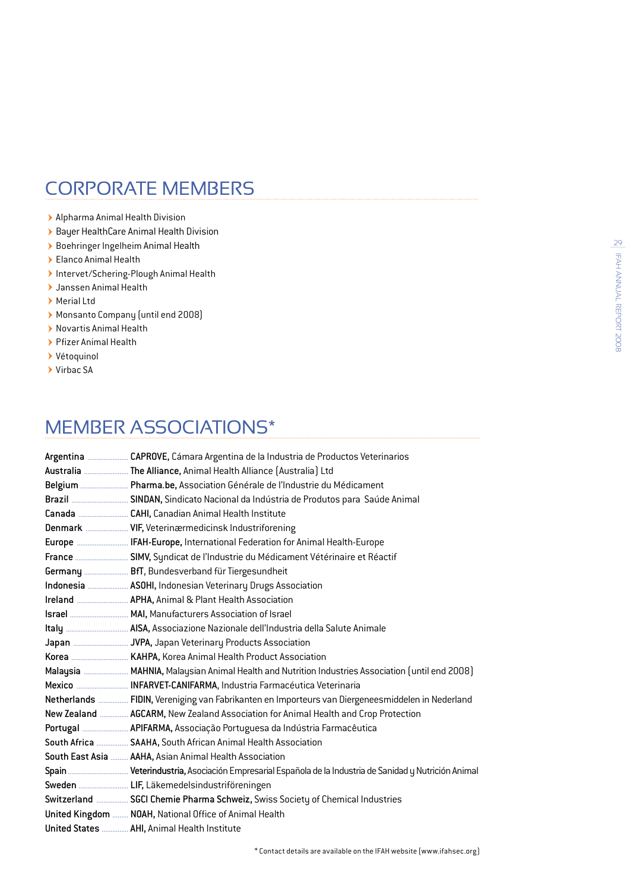## CORPORATE MEMBERS

- Alpharma Animal Health Division
- Bayer HealthCare Animal Health Division
- Boehringer Ingelheim Animal Health
- Elanco Animal Health
- Intervet/Schering-Plough Animal Health
- Janssen Animal Health
- Merial Ltd
- Monsanto Company (until end 2008)
- Novartis Animal Health
- Pfizer Animal Health
- Vétoquinol
- Virbac SA

## MEMBER ASSOCIATIONS*

**Argentina** ........ **CAPROVE,** Cámara Argentina de la Industria de Productos Veterinarios
**Australia** ........ **The Alliance,** Animal Health Alliance (Australia) Ltd
**Belgium** ........ **Pharma.be,** Association Générale de l'Industrie du Médicament
**Brazil** ........ **SINDAN,** Sindicato Nacional da Indústria de Produtos para Saúde Animal
**Canada** ........ **CAHI,** Canadian Animal Health Institute
**Denmark** ........ **VIF,** Veterinærmedicinsk Industriforening
**Europe** ........ **IFAH-Europe,** International Federation for Animal Health-Europe
**France** ........ **SIMV,** Syndicat de l'Industrie du Médicament Vétérinaire et Réactif
**Germany** ........ **BfT,** Bundesverband für Tiergesundheit
**Indonesia** ........ **ASOHI,** Indonesian Veterinary Drugs Association
**Ireland** ........ **APHA,** Animal & Plant Health Association
**Israel** ........ **MAI,** Manufacturers Association of Israel
**Italy** ........ **AISA,** Associazione Nazionale dell'Industria della Salute Animale
**Japan** ........ **JVPA,** Japan Veterinary Products Association
**Korea** ........ **KAHPA,** Korea Animal Health Product Association
**Malaysia** ........ **MAHNIA,** Malaysian Animal Health and Nutrition Industries Association (until end 2008)
**Mexico** ........ **INFARVET-CANIFARMA,** Industria Farmacéutica Veterinaria
**Netherlands** ........ **FIDIN,** Vereniging van Fabrikanten en Importeurs van Diergeneesmiddelen in Nederland
**New Zealand** ........ **AGCARM,** New Zealand Association for Animal Health and Crop Protection
**Portugal** ........ **APIFARMA,** Associação Portuguesa da Indústria Farmacêutica
**South Africa** ........ **SAAHA,** South African Animal Health Association
**South East Asia** ........ **AAHA,** Asian Animal Health Association
**Spain** ........ **Veterindustria,** Asociación Empresarial Española de la Industria de Sanidad y Nutrición Animal
**Sweden** ........ **LIF,** Läkemedelsindustriföreningen
**Switzerland** ........ **SGCI Chemie Pharma Schweiz,** Swiss Society of Chemical Industries
**United Kingdom** ........ **NOAH,** National Office of Animal Health
**United States** ........ **AHI,** Animal Health Institute

* Contact details are available on the IFAH website (www.ifahsec.org)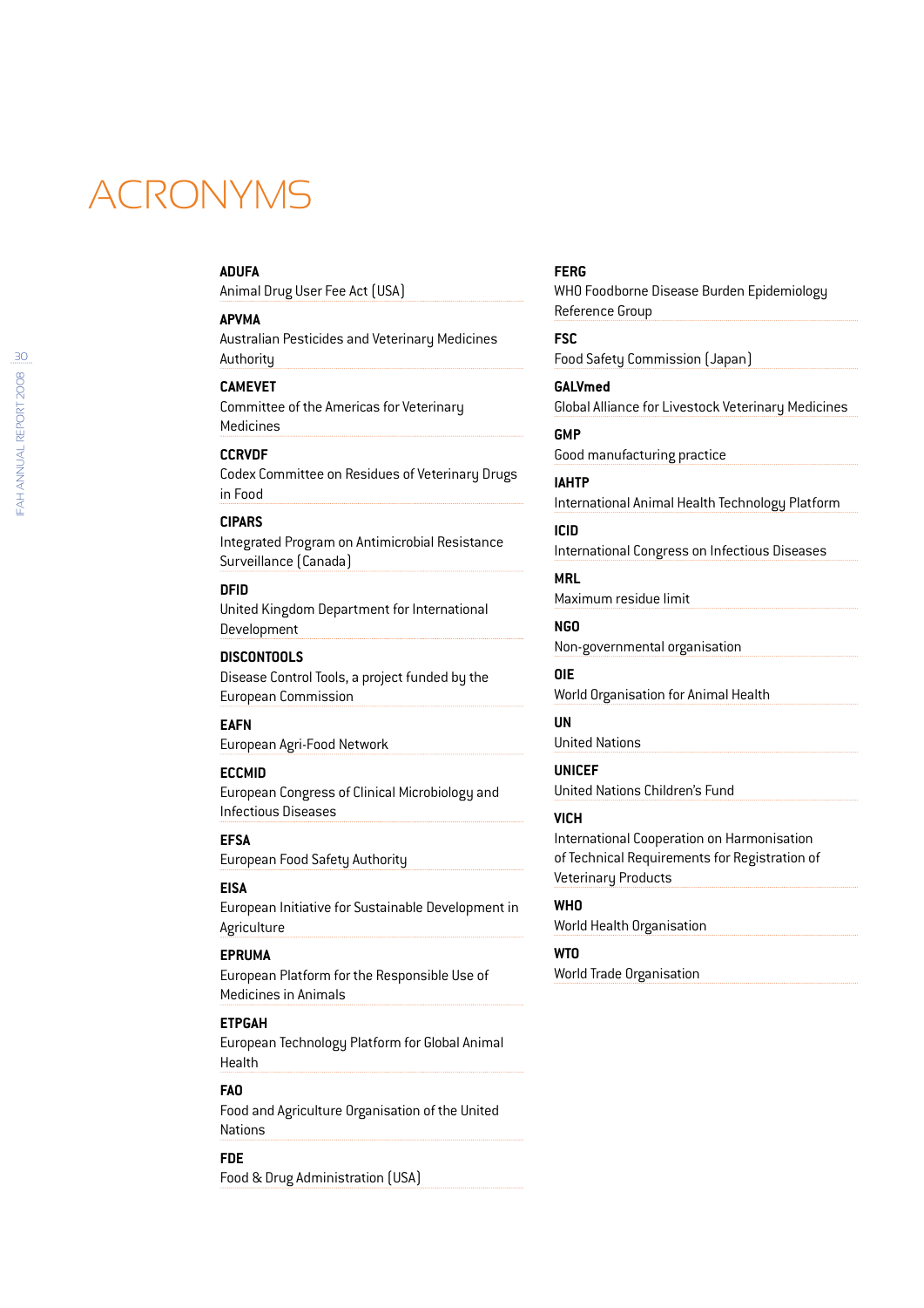# ACRONYMS

**ADUFA**
Animal Drug User Fee Act (USA)

**APVMA**
Australian Pesticides and Veterinary Medicines Authority

**CAMEVET**
Committee of the Americas for Veterinary Medicines

**CCRVDF**
Codex Committee on Residues of Veterinary Drugs in Food

**CIPARS**
Integrated Program on Antimicrobial Resistance Surveillance (Canada)

**DFID**
United Kingdom Department for International Development

**DISCONTOOLS**
Disease Control Tools, a project funded by the European Commission

**EAFN**
European Agri-Food Network

**ECCMID**
European Congress of Clinical Microbiology and Infectious Diseases

**EFSA**
European Food Safety Authority

**EISA**
European Initiative for Sustainable Development in Agriculture

**EPRUMA**
European Platform for the Responsible Use of Medicines in Animals

**ETPGAH**
European Technology Platform for Global Animal Health

**FAO**
Food and Agriculture Organisation of the United Nations

**FDE**
Food & Drug Administration (USA)

**FERG**
WHO Foodborne Disease Burden Epidemiology Reference Group

**FSC**
Food Safety Commission (Japan)

**GALVmed**
Global Alliance for Livestock Veterinary Medicines

**GMP**
Good manufacturing practice

**IAHTP**
International Animal Health Technology Platform

**ICID**
International Congress on Infectious Diseases

**MRL**
Maximum residue limit

**NGO**
Non-governmental organisation

**OIE**
World Organisation for Animal Health

**UN**
United Nations

**UNICEF**
United Nations Children's Fund

**VICH**
International Cooperation on Harmonisation of Technical Requirements for Registration of Veterinary Products

**WHO**
World Health Organisation

**WTO**
World Trade Organisation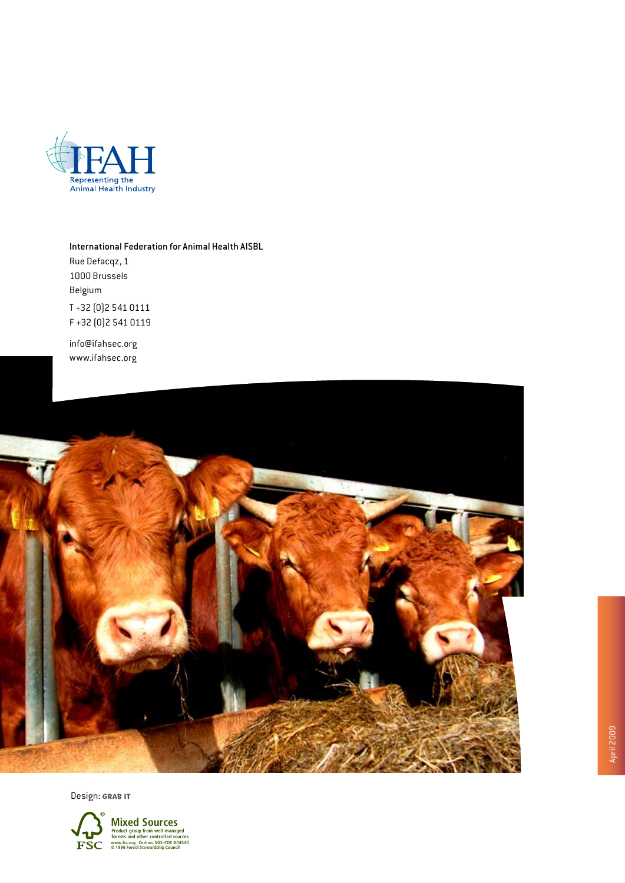IFAH

Representing the Animal Health Industry

International Federation for Animal Health AISBL

Rue Defacqz, 1
1000 Brussels
Belgium

T +32 (0)2 541 0111
F +32 (0)2 541 0119

info@ifahsec.org
www.ifahsec.org

April 2009

Design: GRAB IT

Mixed Sources
Product group from well-managed forests and other controlled sources
www.fsc.org Cert no. SGS-COC-004540
© 1996 Forest Stewardship Council
FSC